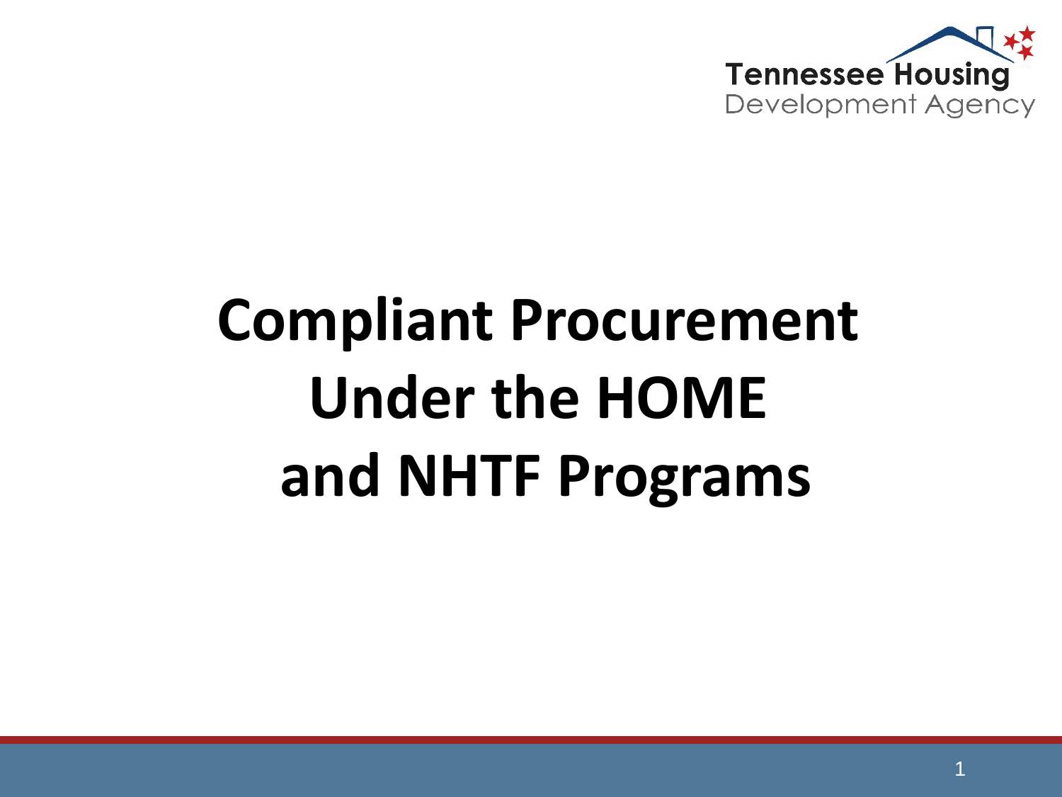Tennessee Housing Development Agency

# Compliant Procurement Under the HOME and NHTF Programs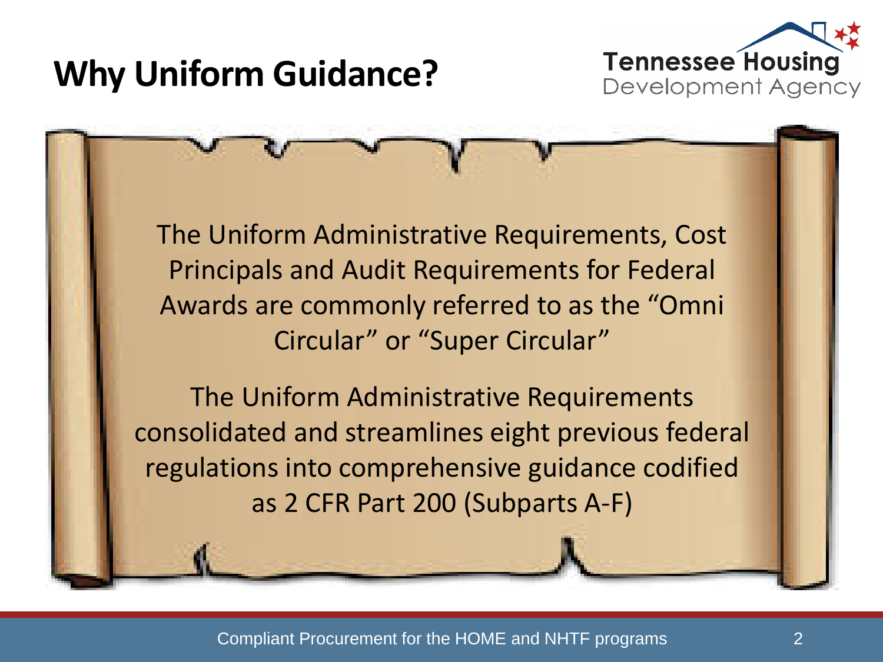# Why Uniform Guidance?

The Uniform Administrative Requirements, Cost Principals and Audit Requirements for Federal Awards are commonly referred to as the "Omni Circular" or "Super Circular"

The Uniform Administrative Requirements consolidated and streamlines eight previous federal regulations into comprehensive guidance codified as 2 CFR Part 200 (Subparts A-F)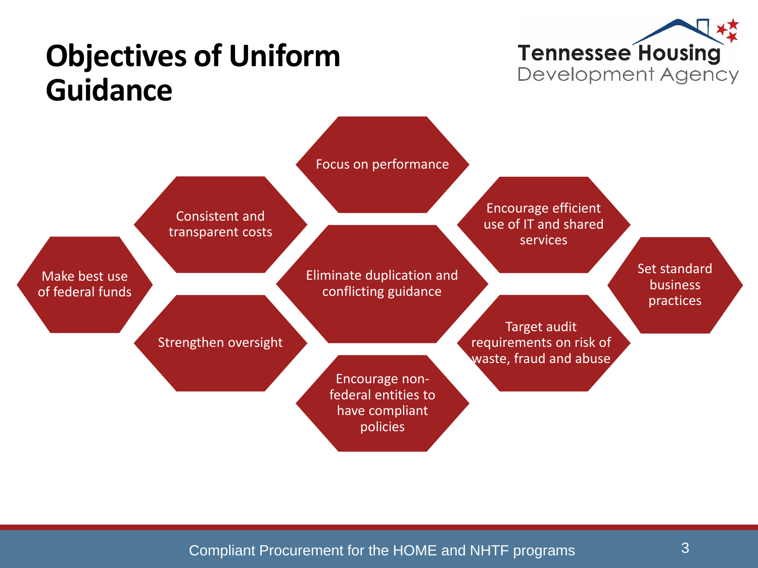# Objectives of Uniform Guidance

- Make best use of federal funds
- Consistent and transparent costs
- Strengthen oversight
- Focus on performance
- Eliminate duplication and conflicting guidance
- Encourage non-federal entities to have compliant policies
- Encourage efficient use of IT and shared services
- Target audit requirements on risk of waste, fraud and abuse
- Set standard business practices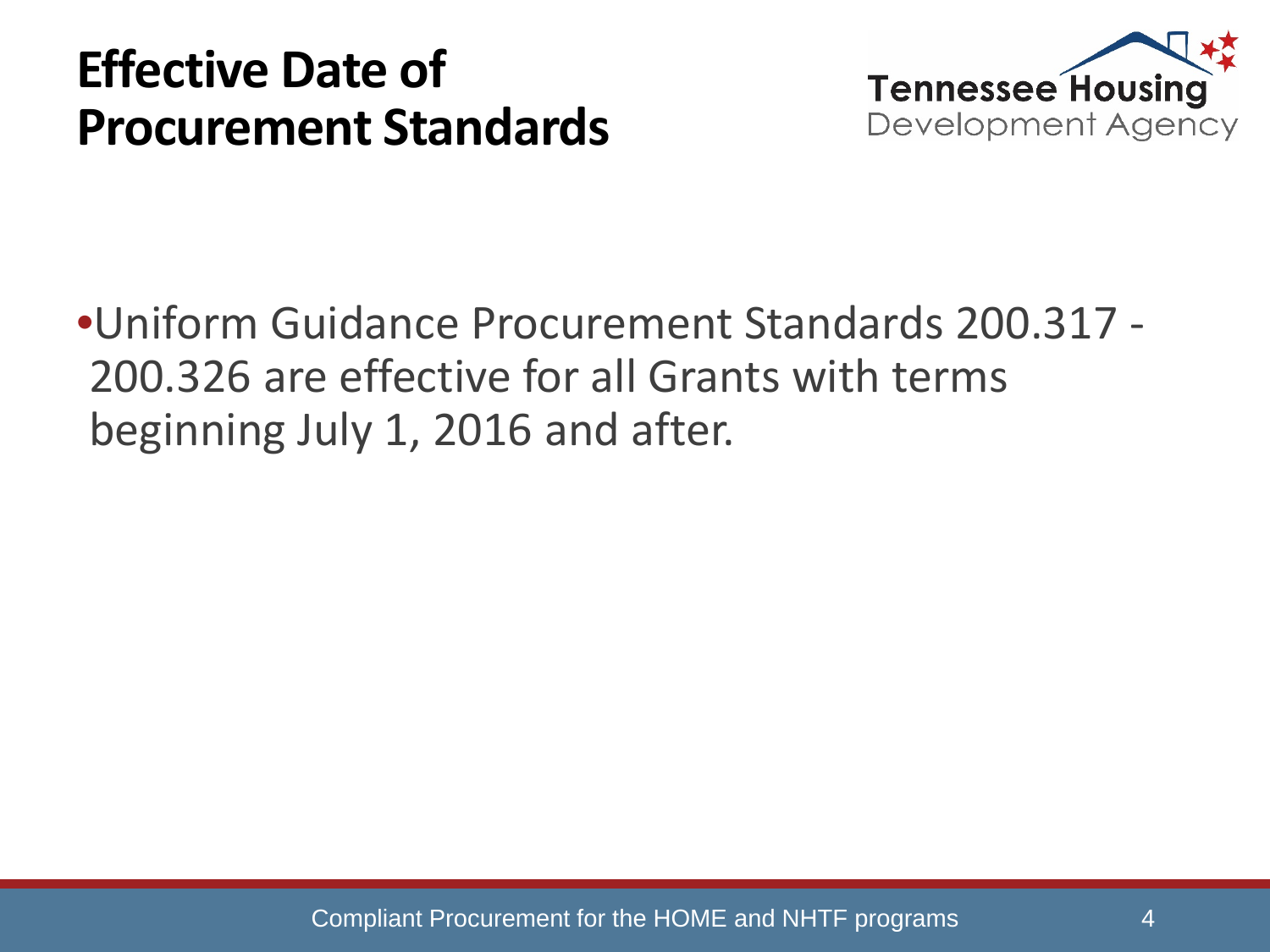# Effective Date of Procurement Standards

- Uniform Guidance Procurement Standards 200.317 - 200.326 are effective for all Grants with terms beginning July 1, 2016 and after.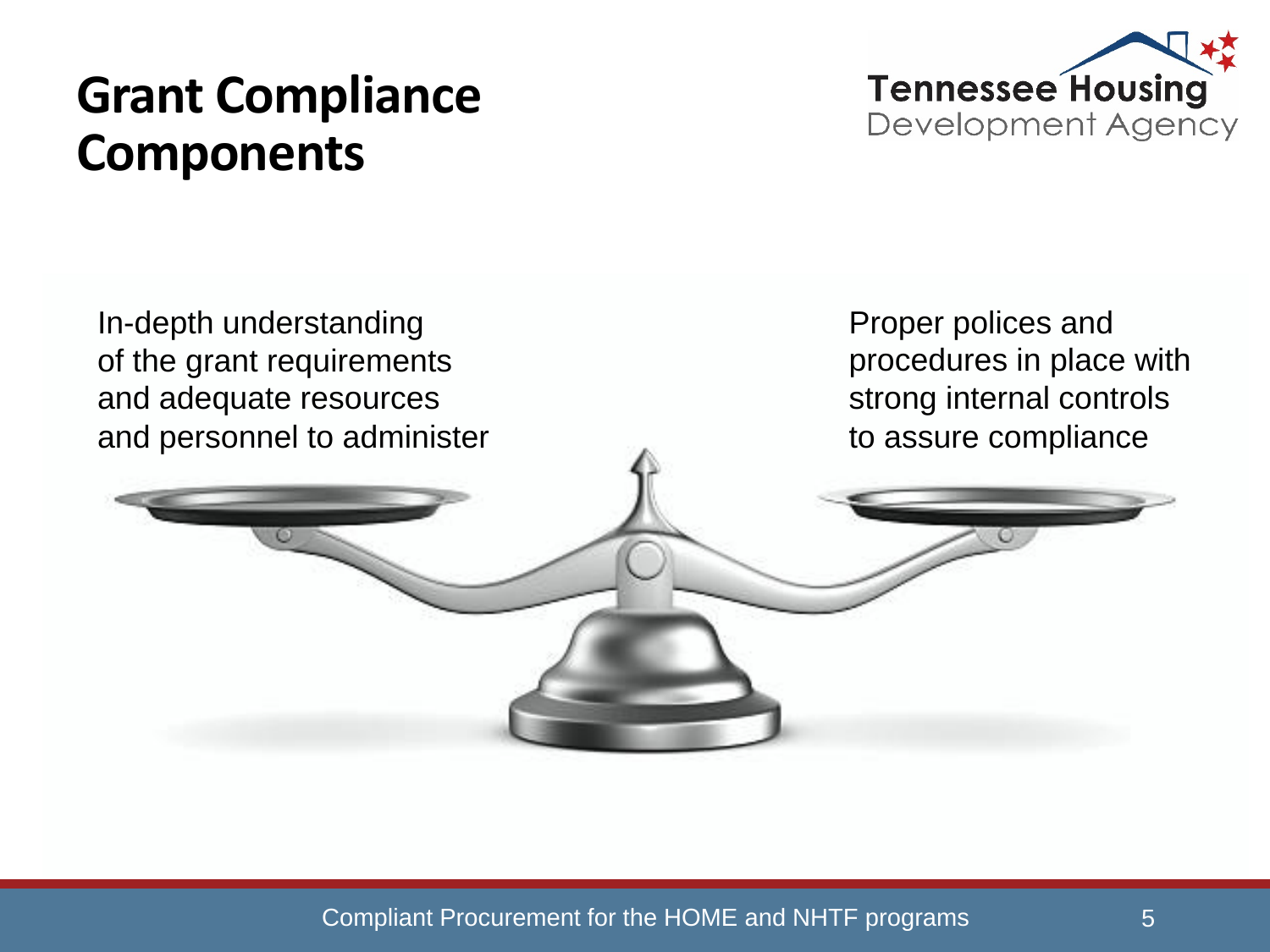# Grant Compliance Components

In-depth understanding of the grant requirements and adequate resources and personnel to administer

Proper polices and procedures in place with strong internal controls to assure compliance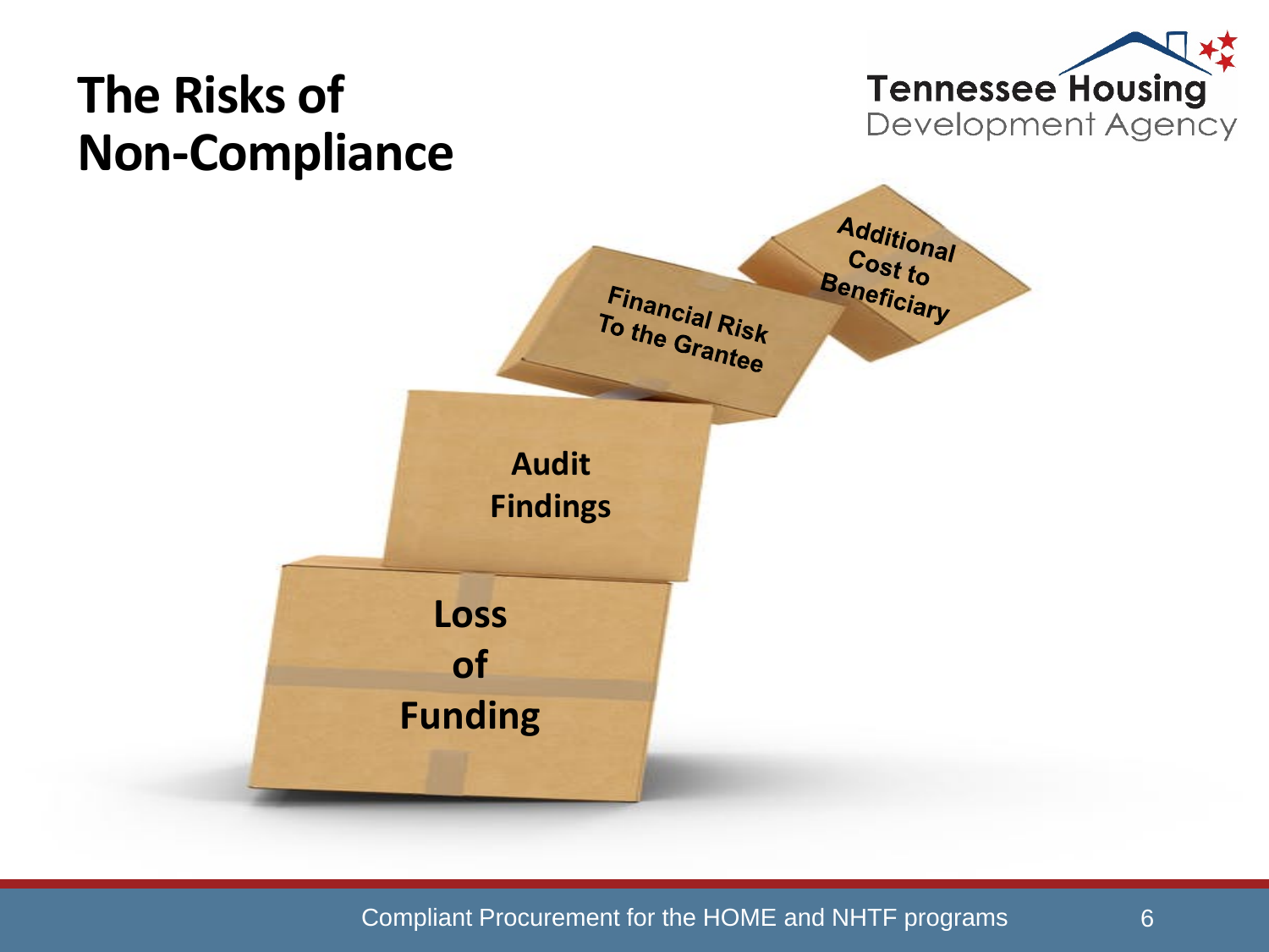# The Risks of Non-Compliance

- Loss of Funding
- Audit Findings
- Financial Risk To the Grantee
- Additional Cost to Beneficiary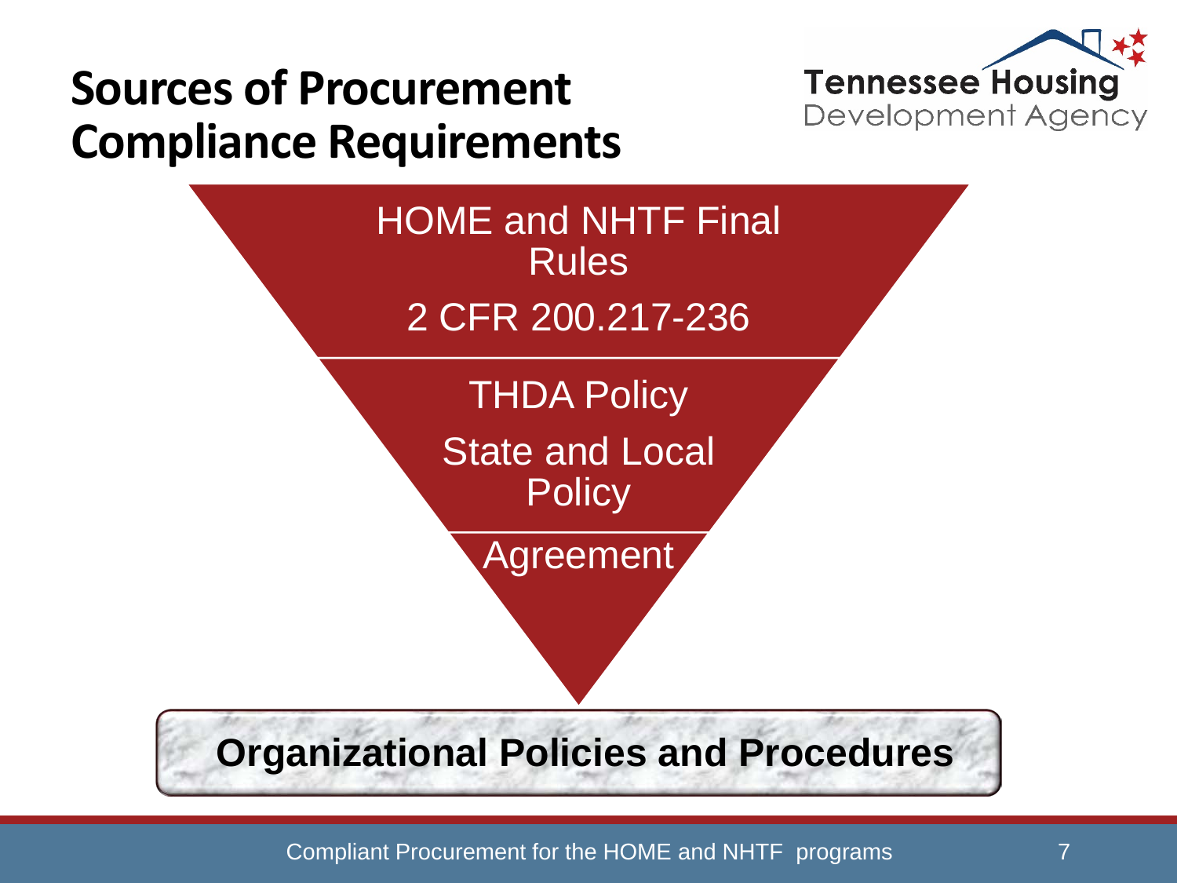# Sources of Procurement Compliance Requirements

Tennessee Housing Development Agency

HOME and NHTF Final Rules

2 CFR 200.217-236

THDA Policy

State and Local Policy

Agreement

**Organizational Policies and Procedures**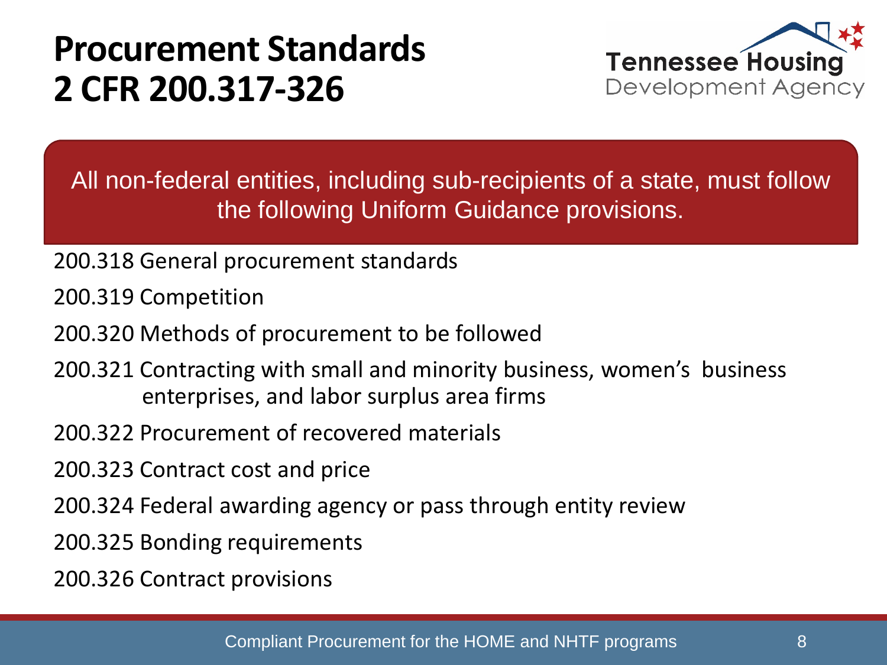# Procurement Standards 2 CFR 200.317-326

All non-federal entities, including sub-recipients of a state, must follow the following Uniform Guidance provisions.

200.318 General procurement standards

200.319 Competition

200.320 Methods of procurement to be followed

200.321 Contracting with small and minority business, women's business enterprises, and labor surplus area firms

200.322 Procurement of recovered materials

200.323 Contract cost and price

200.324 Federal awarding agency or pass through entity review

200.325 Bonding requirements

200.326 Contract provisions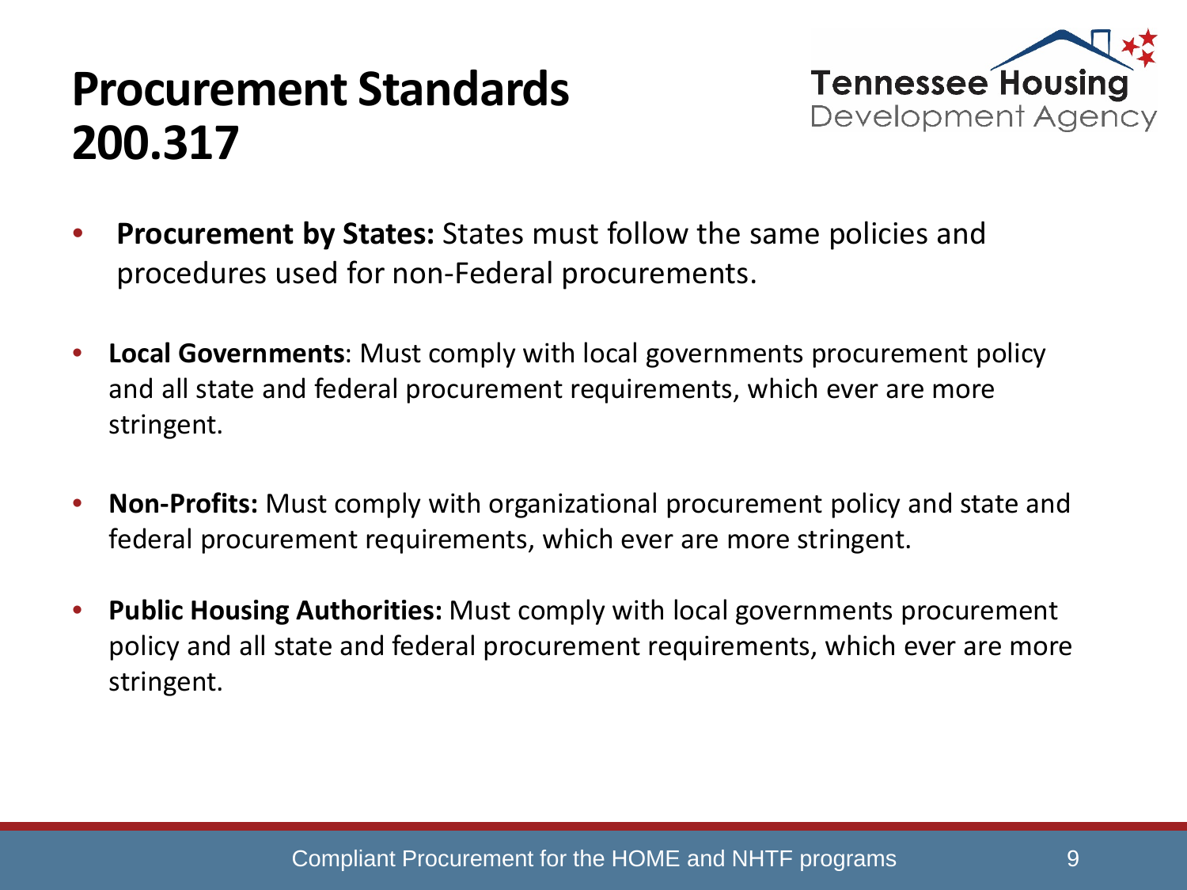# Procurement Standards 200.317

- **Procurement by States:** States must follow the same policies and procedures used for non-Federal procurements.

- **Local Governments**: Must comply with local governments procurement policy and all state and federal procurement requirements, which ever are more stringent.

- **Non-Profits:** Must comply with organizational procurement policy and state and federal procurement requirements, which ever are more stringent.

- **Public Housing Authorities:** Must comply with local governments procurement policy and all state and federal procurement requirements, which ever are more stringent.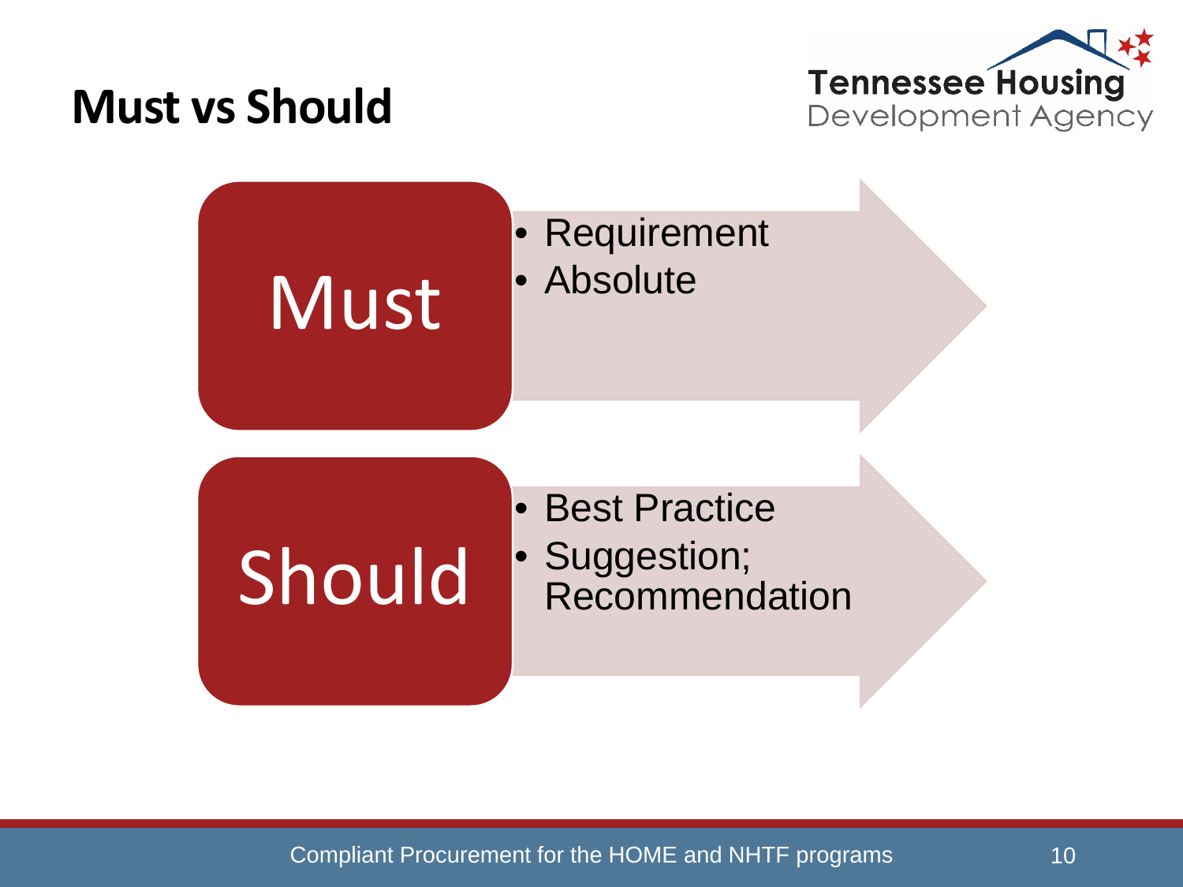# Must vs Should

## Must

- Requirement
- Absolute

## Should

- Best Practice
- Suggestion; Recommendation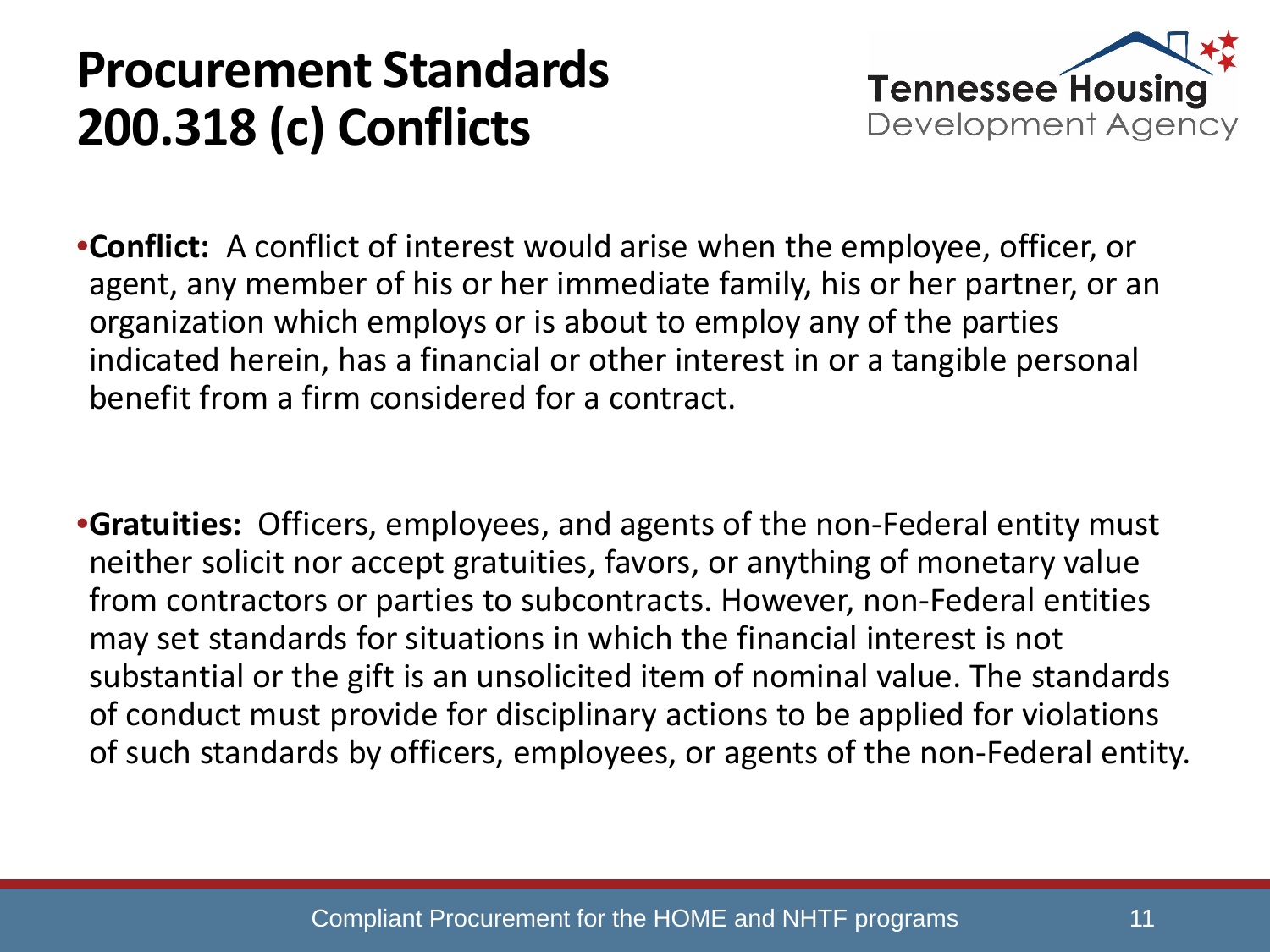# Procurement Standards 200.318 (c) Conflicts

- **Conflict:** A conflict of interest would arise when the employee, officer, or agent, any member of his or her immediate family, his or her partner, or an organization which employs or is about to employ any of the parties indicated herein, has a financial or other interest in or a tangible personal benefit from a firm considered for a contract.

- **Gratuities:** Officers, employees, and agents of the non-Federal entity must neither solicit nor accept gratuities, favors, or anything of monetary value from contractors or parties to subcontracts. However, non-Federal entities may set standards for situations in which the financial interest is not substantial or the gift is an unsolicited item of nominal value. The standards of conduct must provide for disciplinary actions to be applied for violations of such standards by officers, employees, or agents of the non-Federal entity.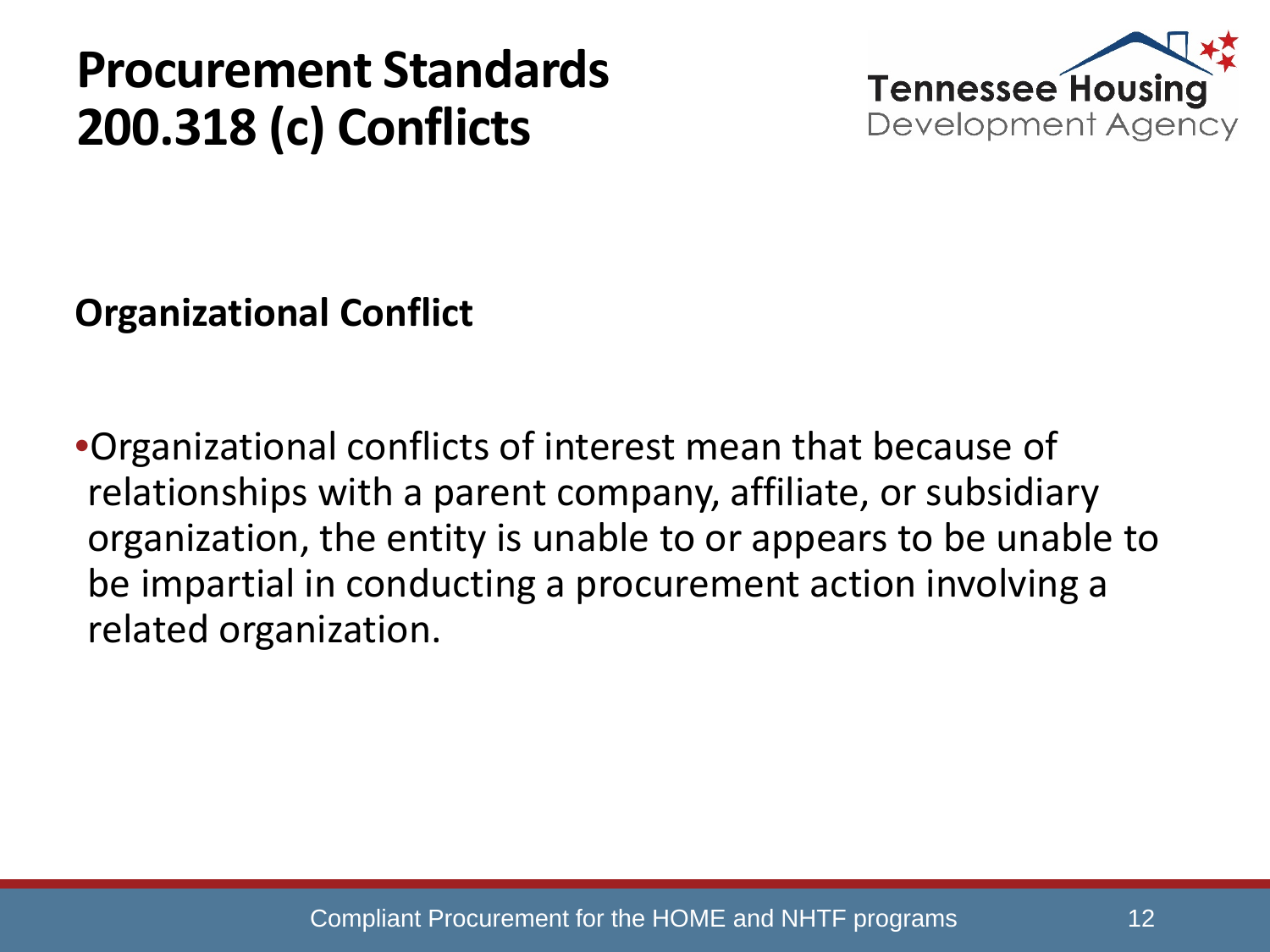# Procurement Standards 200.318 (c) Conflicts

## Organizational Conflict

- Organizational conflicts of interest mean that because of relationships with a parent company, affiliate, or subsidiary organization, the entity is unable to or appears to be unable to be impartial in conducting a procurement action involving a related organization.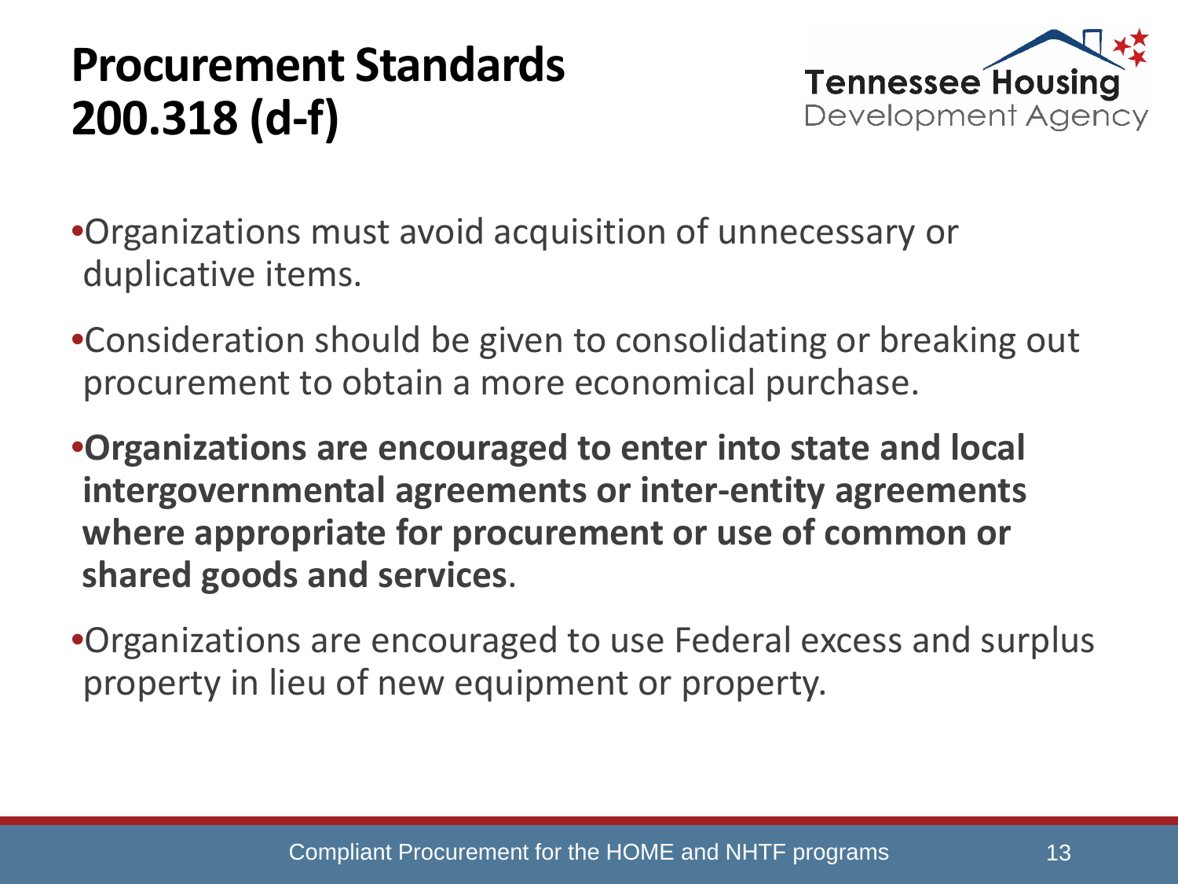# Procurement Standards 200.318 (d-f)

- Organizations must avoid acquisition of unnecessary or duplicative items.
- Consideration should be given to consolidating or breaking out procurement to obtain a more economical purchase.
- **Organizations are encouraged to enter into state and local intergovernmental agreements or inter-entity agreements where appropriate for procurement or use of common or shared goods and services**.
- Organizations are encouraged to use Federal excess and surplus property in lieu of new equipment or property.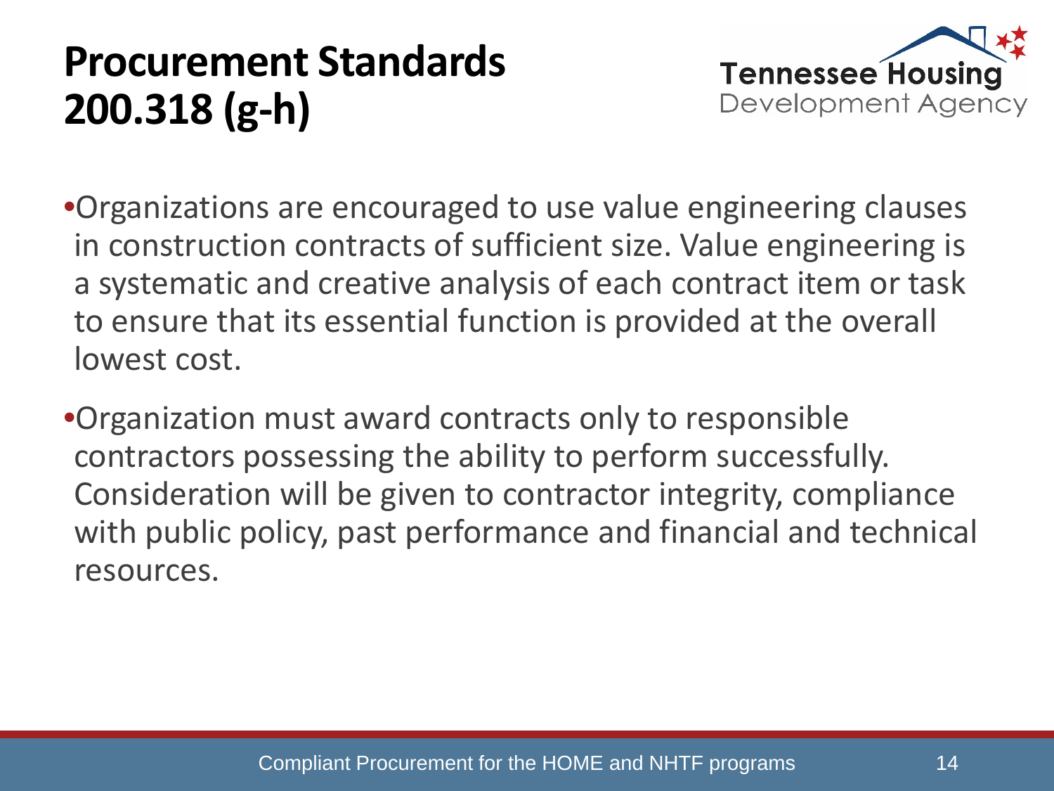# Procurement Standards 200.318 (g-h)

- Organizations are encouraged to use value engineering clauses in construction contracts of sufficient size. Value engineering is a systematic and creative analysis of each contract item or task to ensure that its essential function is provided at the overall lowest cost.
- Organization must award contracts only to responsible contractors possessing the ability to perform successfully. Consideration will be given to contractor integrity, compliance with public policy, past performance and financial and technical resources.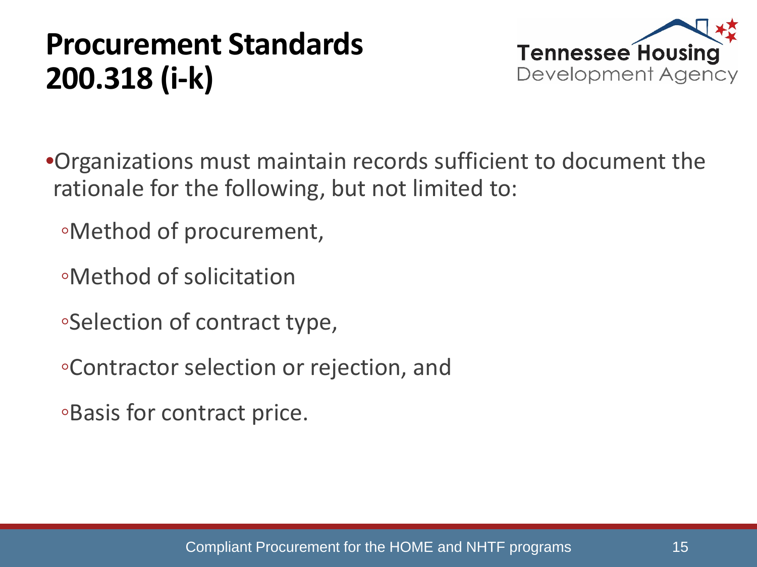# Procurement Standards 200.318 (i-k)

- Organizations must maintain records sufficient to document the rationale for the following, but not limited to:
  - Method of procurement,
  - Method of solicitation
  - Selection of contract type,
  - Contractor selection or rejection, and
  - Basis for contract price.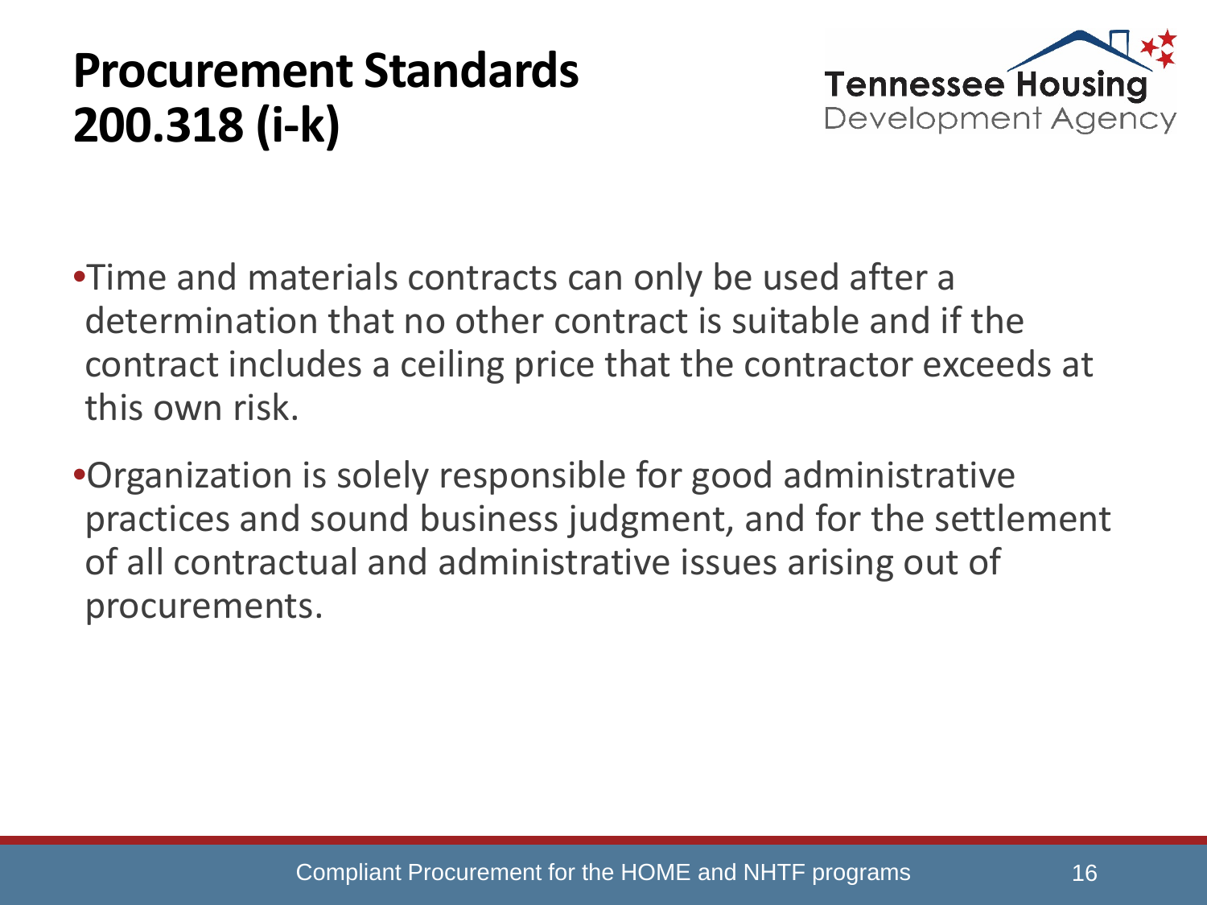# Procurement Standards 200.318 (i-k)

- Time and materials contracts can only be used after a determination that no other contract is suitable and if the contract includes a ceiling price that the contractor exceeds at this own risk.
- Organization is solely responsible for good administrative practices and sound business judgment, and for the settlement of all contractual and administrative issues arising out of procurements.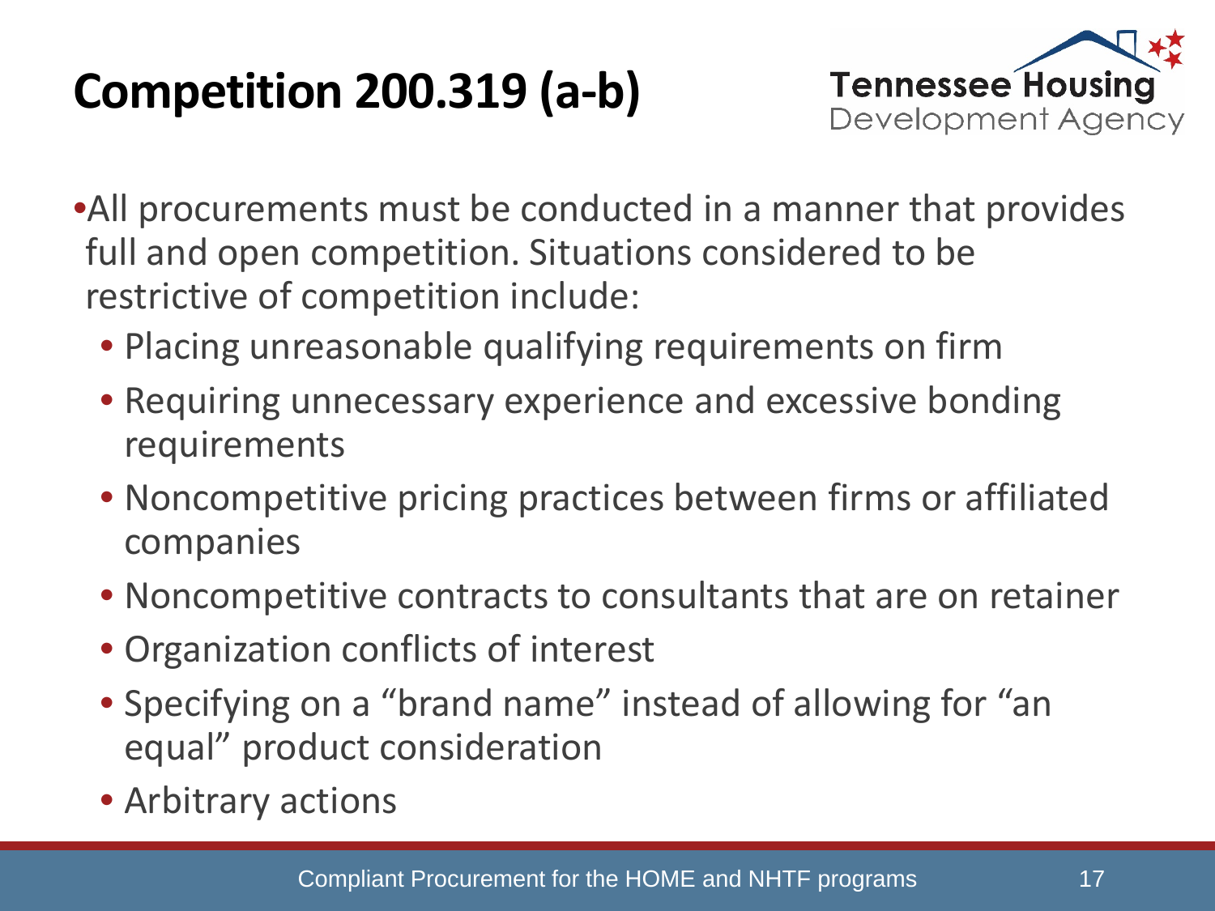# Competition 200.319 (a-b)

- All procurements must be conducted in a manner that provides full and open competition. Situations considered to be restrictive of competition include:
  - Placing unreasonable qualifying requirements on firm
  - Requiring unnecessary experience and excessive bonding requirements
  - Noncompetitive pricing practices between firms or affiliated companies
  - Noncompetitive contracts to consultants that are on retainer
  - Organization conflicts of interest
  - Specifying on a “brand name” instead of allowing for “an equal” product consideration
  - Arbitrary actions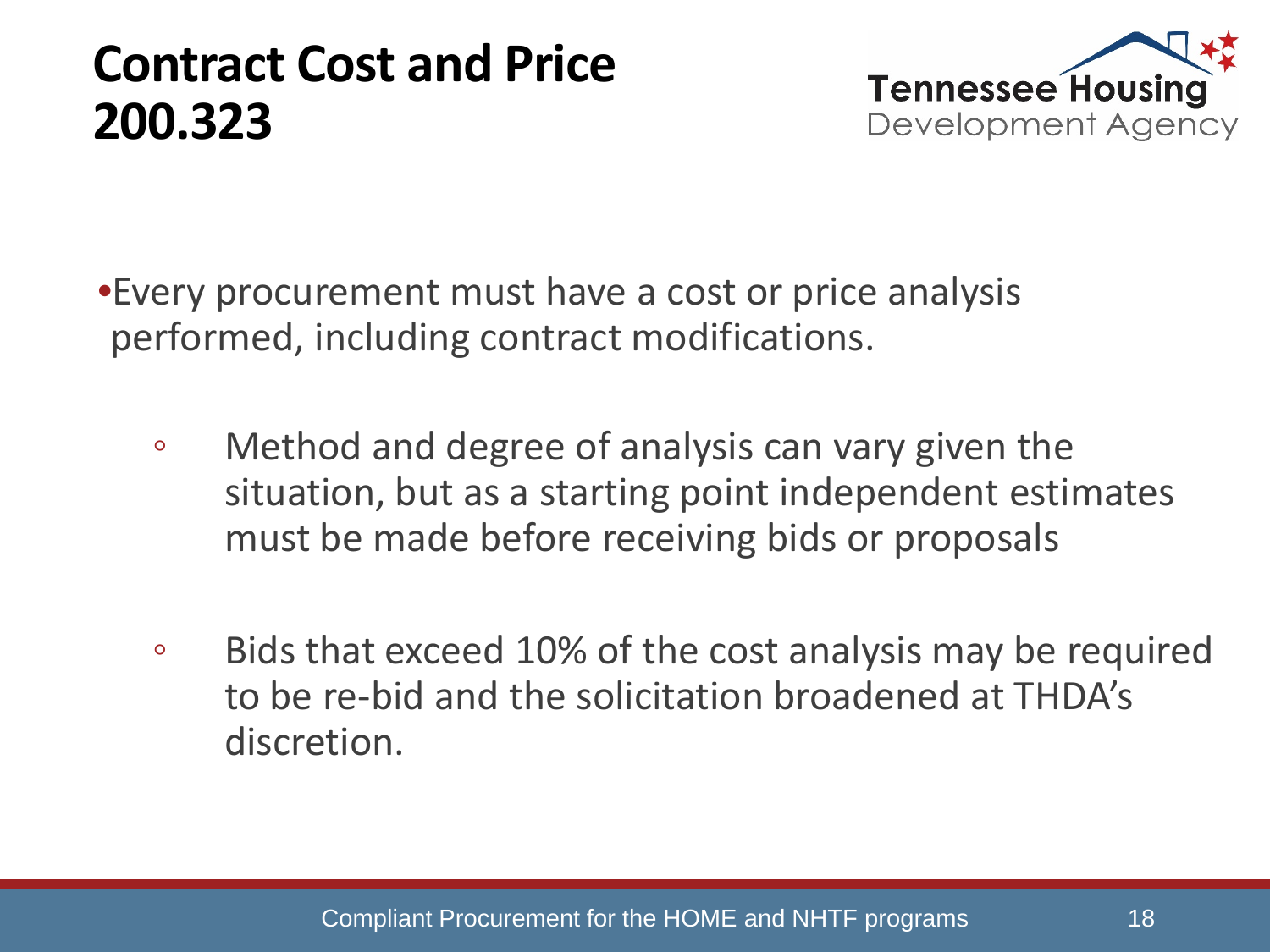# Contract Cost and Price 200.323

- Every procurement must have a cost or price analysis performed, including contract modifications.
  - Method and degree of analysis can vary given the situation, but as a starting point independent estimates must be made before receiving bids or proposals
  - Bids that exceed 10% of the cost analysis may be required to be re-bid and the solicitation broadened at THDA's discretion.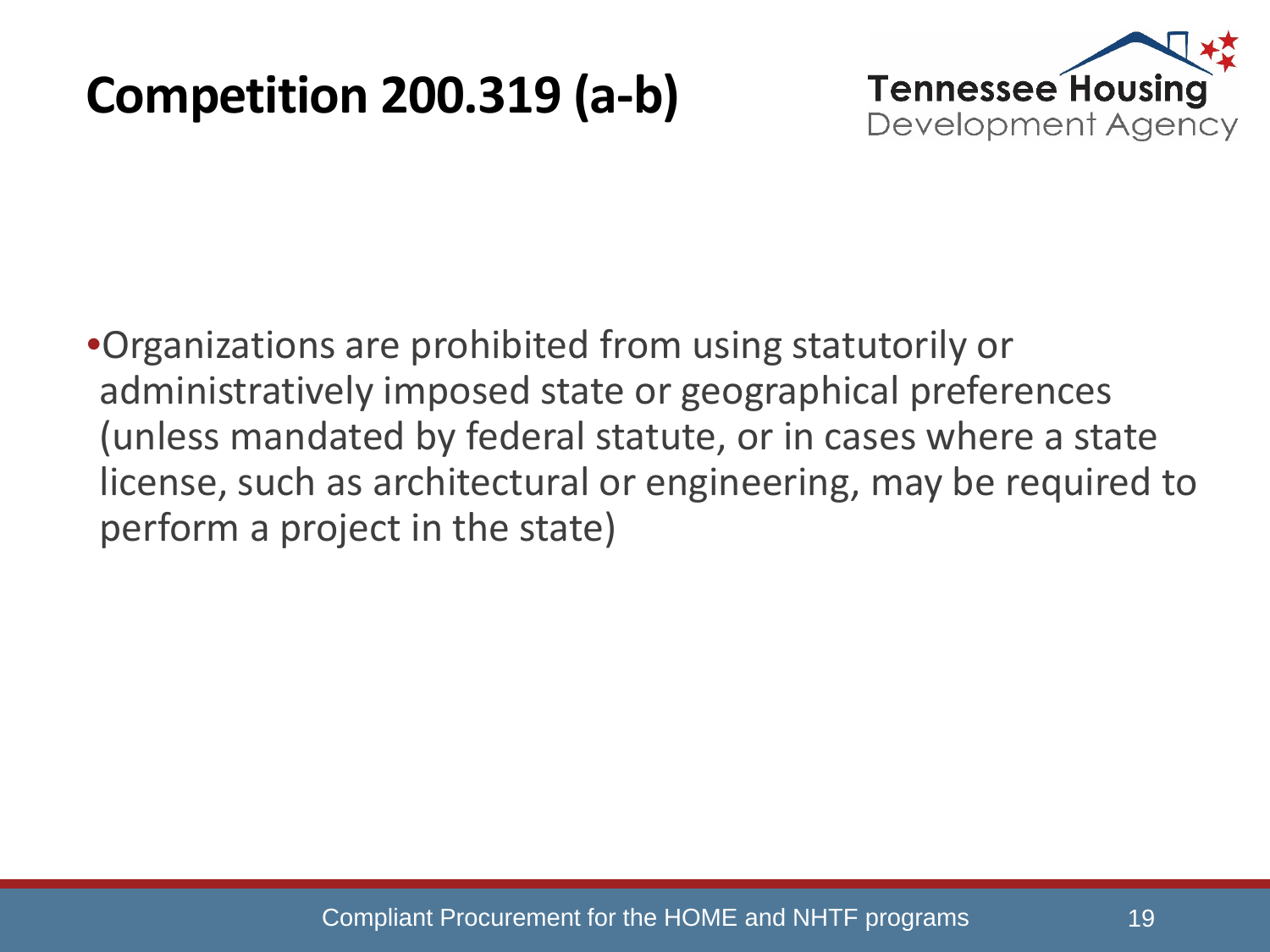# Competition 200.319 (a-b)

- Organizations are prohibited from using statutorily or administratively imposed state or geographical preferences (unless mandated by federal statute, or in cases where a state license, such as architectural or engineering, may be required to perform a project in the state)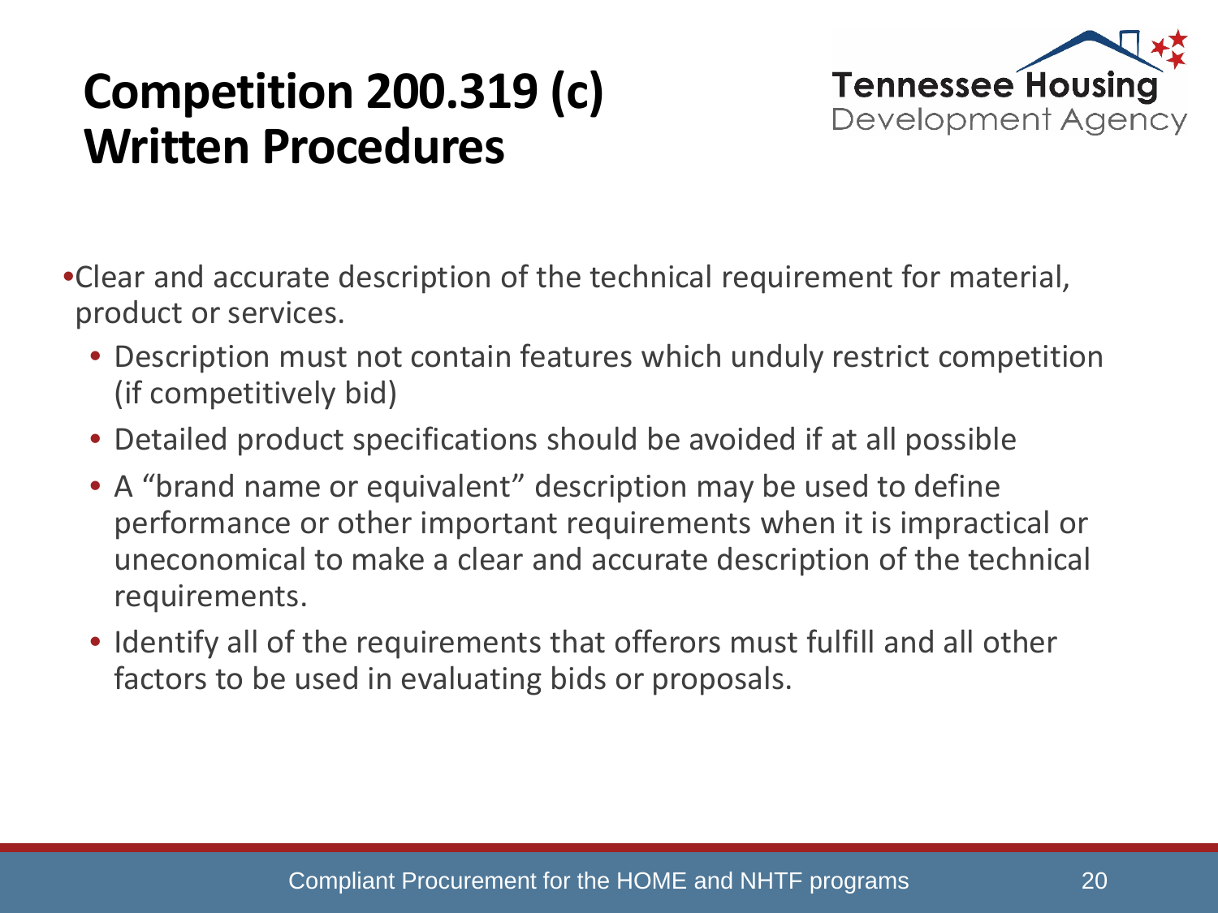# Competition 200.319 (c) Written Procedures

- Clear and accurate description of the technical requirement for material, product or services.
  - Description must not contain features which unduly restrict competition (if competitively bid)
  - Detailed product specifications should be avoided if at all possible
  - A "brand name or equivalent" description may be used to define performance or other important requirements when it is impractical or uneconomical to make a clear and accurate description of the technical requirements.
  - Identify all of the requirements that offerors must fulfill and all other factors to be used in evaluating bids or proposals.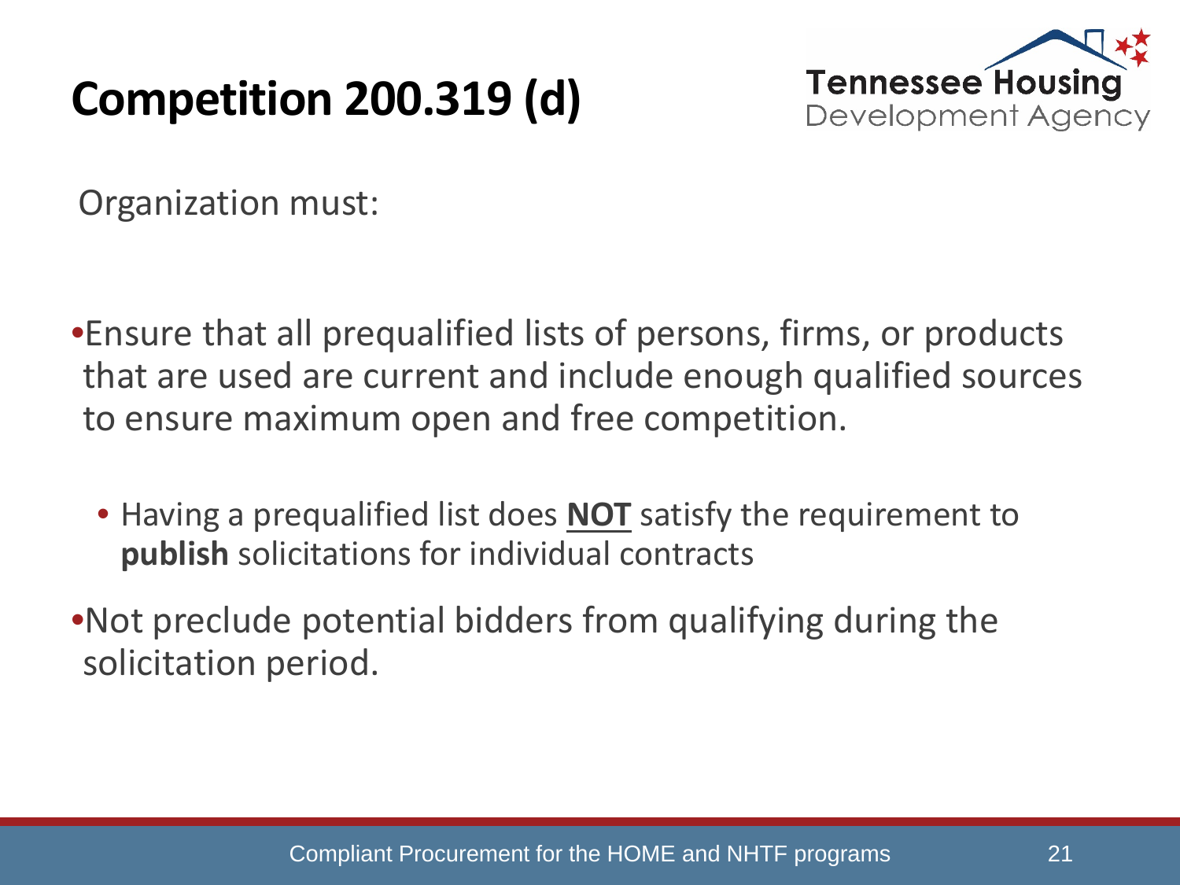# Competition 200.319 (d)

Organization must:

- Ensure that all prequalified lists of persons, firms, or products that are used are current and include enough qualified sources to ensure maximum open and free competition.
  - Having a prequalified list does **NOT** satisfy the requirement to **publish** solicitations for individual contracts
- Not preclude potential bidders from qualifying during the solicitation period.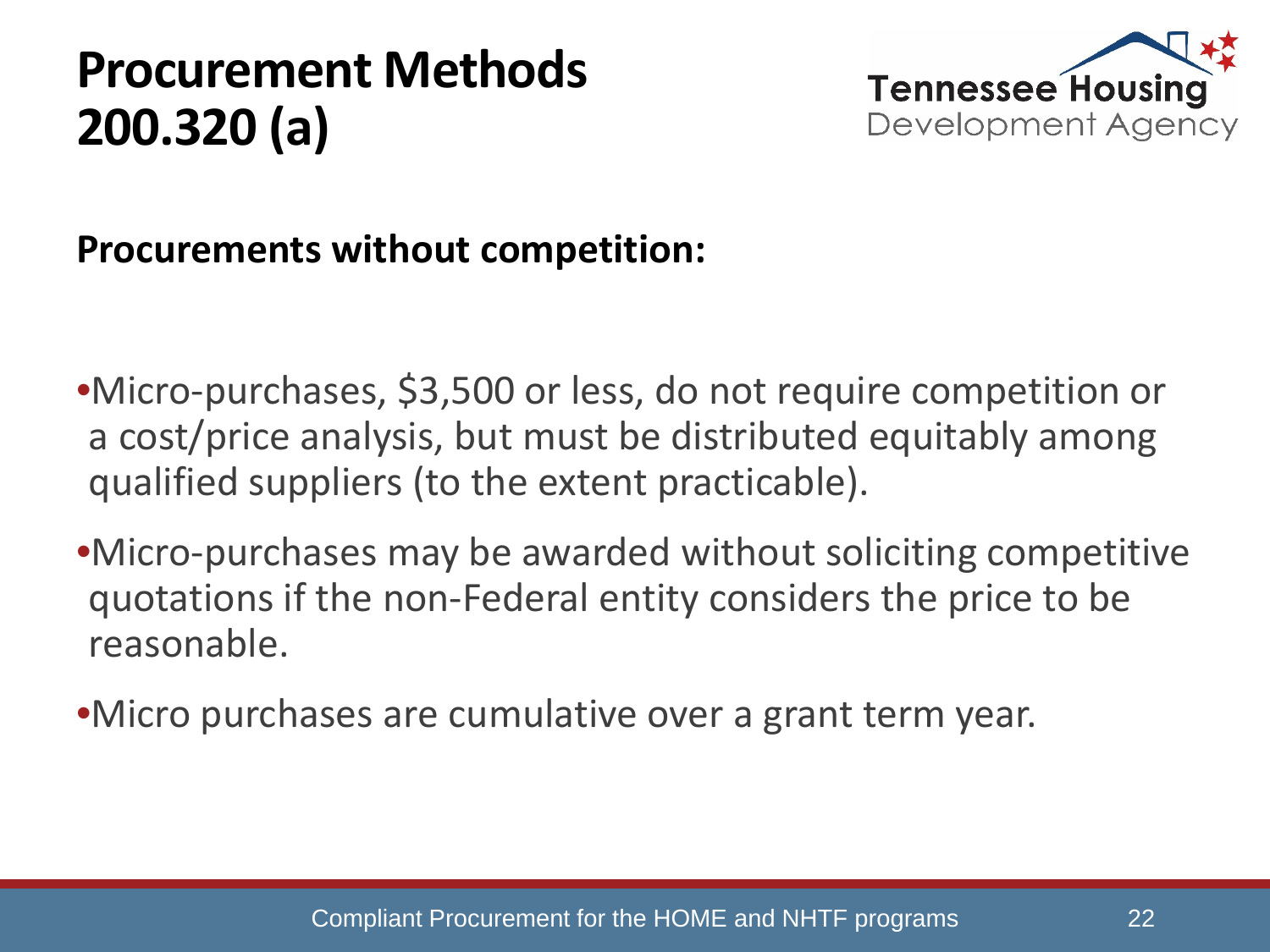# Procurement Methods 200.320 (a)

**Procurements without competition:**

- Micro-purchases, $3,500 or less, do not require competition or a cost/price analysis, but must be distributed equitably among qualified suppliers (to the extent practicable).
- Micro-purchases may be awarded without soliciting competitive quotations if the non-Federal entity considers the price to be reasonable.
- Micro purchases are cumulative over a grant term year.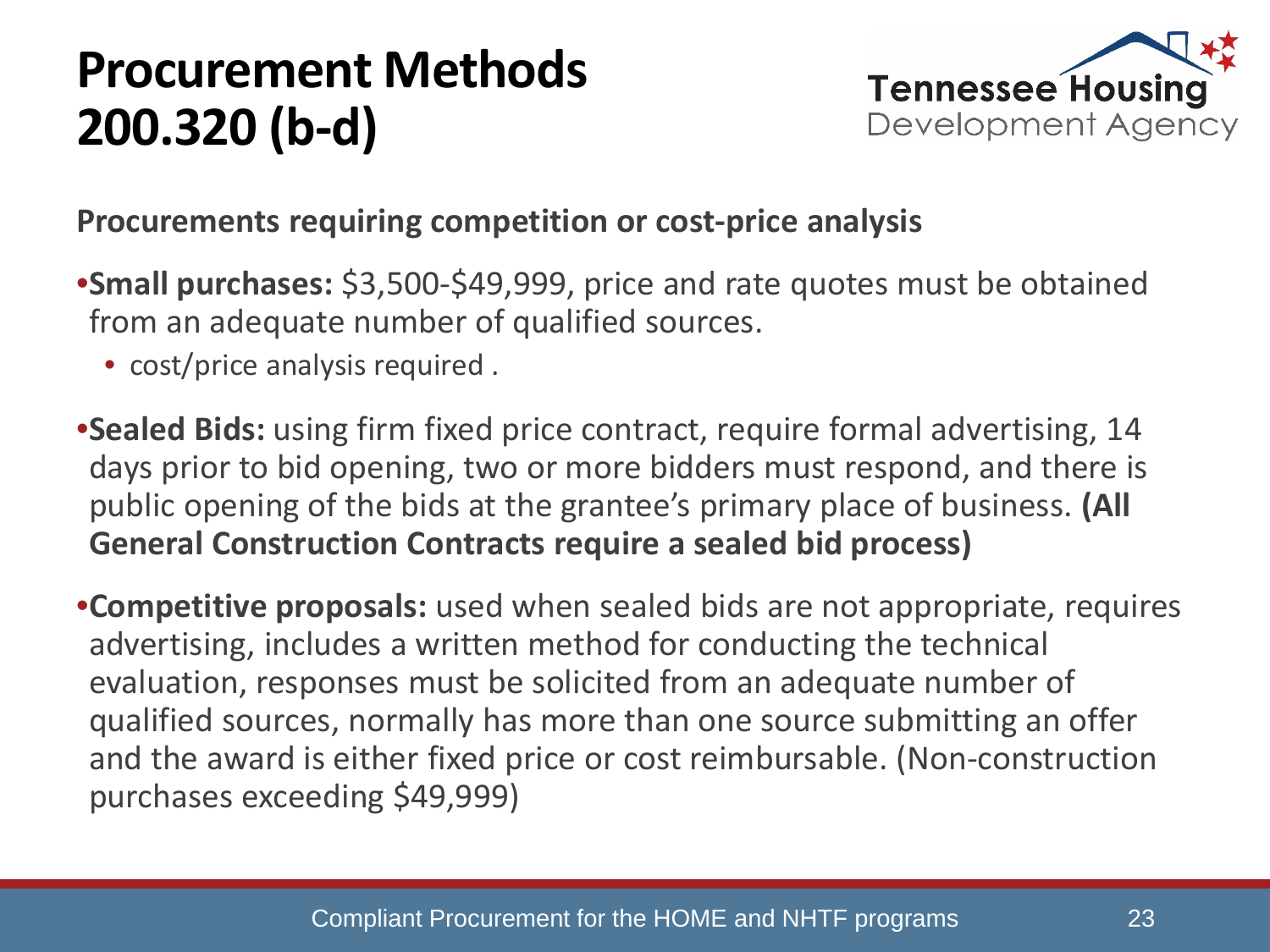# Procurement Methods 200.320 (b-d)

**Procurements requiring competition or cost-price analysis**

- **Small purchases:** $3,500-$49,999, price and rate quotes must be obtained from an adequate number of qualified sources.
  - cost/price analysis required .
- **Sealed Bids:** using firm fixed price contract, require formal advertising, 14 days prior to bid opening, two or more bidders must respond, and there is public opening of the bids at the grantee's primary place of business. **(All General Construction Contracts require a sealed bid process)**
- **Competitive proposals:** used when sealed bids are not appropriate, requires advertising, includes a written method for conducting the technical evaluation, responses must be solicited from an adequate number of qualified sources, normally has more than one source submitting an offer and the award is either fixed price or cost reimbursable. (Non-construction purchases exceeding $49,999)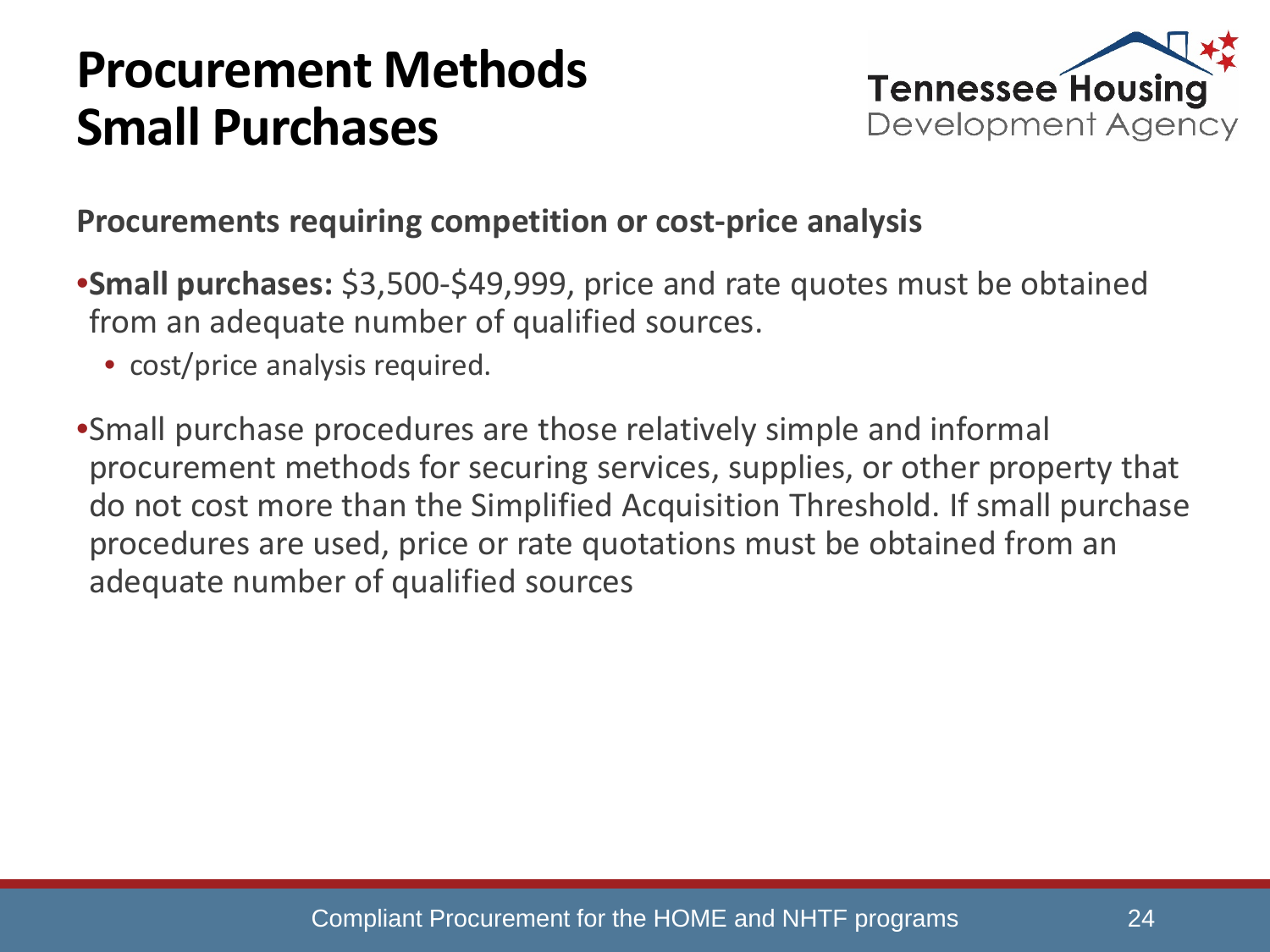# Procurement Methods Small Purchases

**Procurements requiring competition or cost-price analysis**

- **Small purchases:** $3,500-$49,999, price and rate quotes must be obtained from an adequate number of qualified sources.
  - cost/price analysis required.
- Small purchase procedures are those relatively simple and informal procurement methods for securing services, supplies, or other property that do not cost more than the Simplified Acquisition Threshold. If small purchase procedures are used, price or rate quotations must be obtained from an adequate number of qualified sources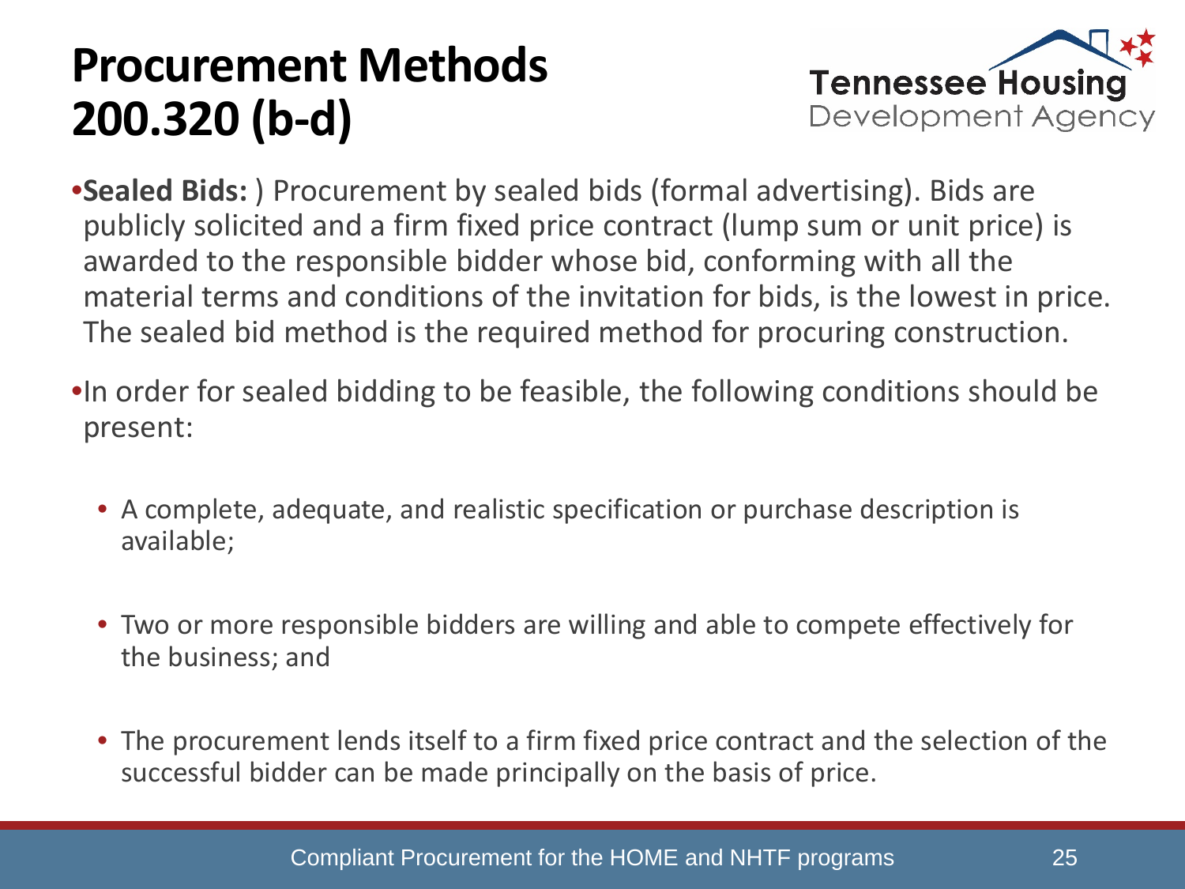# Procurement Methods 200.320 (b-d)

- **Sealed Bids:** ) Procurement by sealed bids (formal advertising). Bids are publicly solicited and a firm fixed price contract (lump sum or unit price) is awarded to the responsible bidder whose bid, conforming with all the material terms and conditions of the invitation for bids, is the lowest in price. The sealed bid method is the required method for procuring construction.
- In order for sealed bidding to be feasible, the following conditions should be present:
  - A complete, adequate, and realistic specification or purchase description is available;
  - Two or more responsible bidders are willing and able to compete effectively for the business; and
  - The procurement lends itself to a firm fixed price contract and the selection of the successful bidder can be made principally on the basis of price.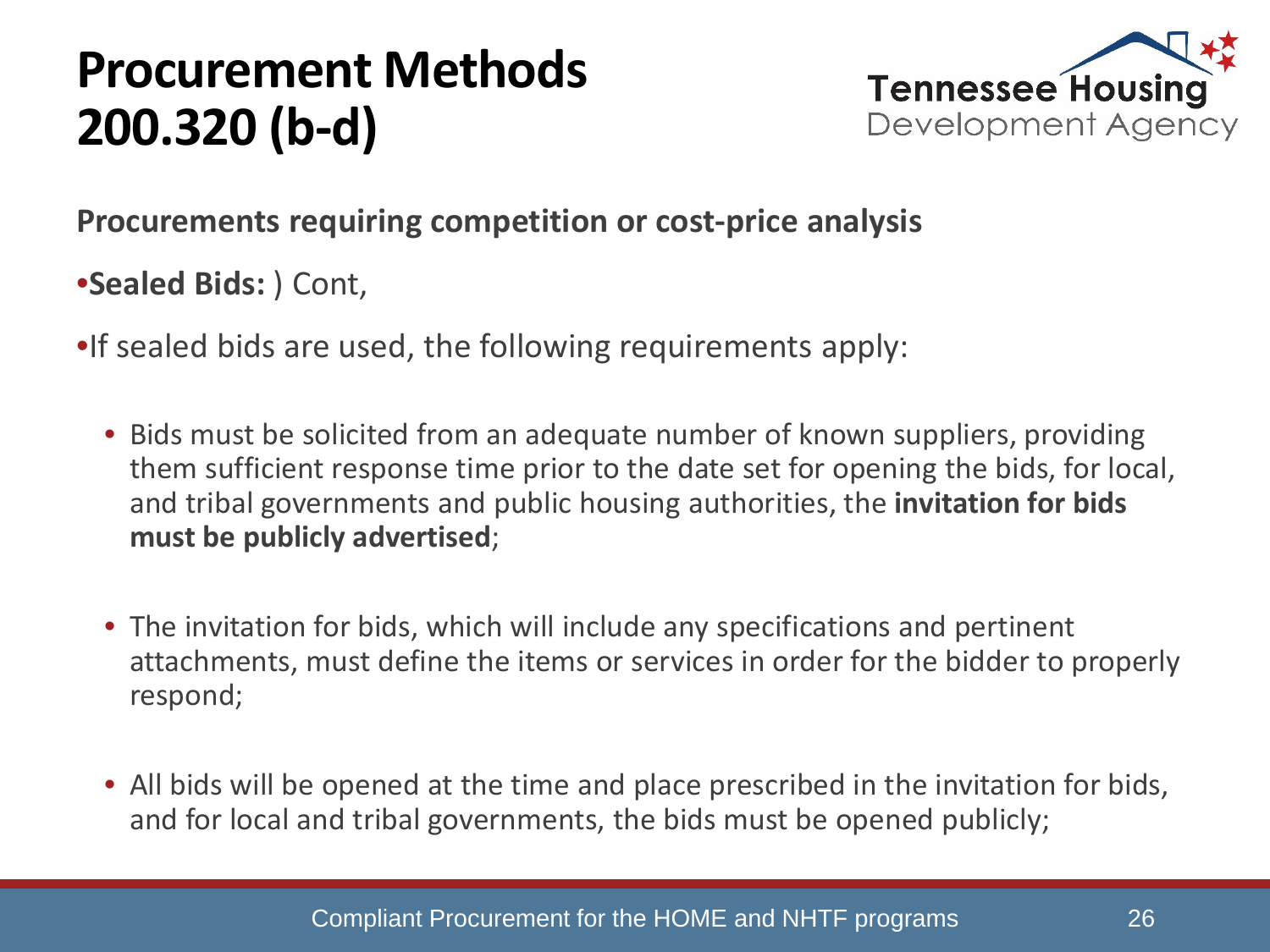# Procurement Methods 200.320 (b-d)

**Procurements requiring competition or cost-price analysis**

- **Sealed Bids:** ) Cont,
- If sealed bids are used, the following requirements apply:
  - Bids must be solicited from an adequate number of known suppliers, providing them sufficient response time prior to the date set for opening the bids, for local, and tribal governments and public housing authorities, the **invitation for bids must be publicly advertised**;
  - The invitation for bids, which will include any specifications and pertinent attachments, must define the items or services in order for the bidder to properly respond;
  - All bids will be opened at the time and place prescribed in the invitation for bids, and for local and tribal governments, the bids must be opened publicly;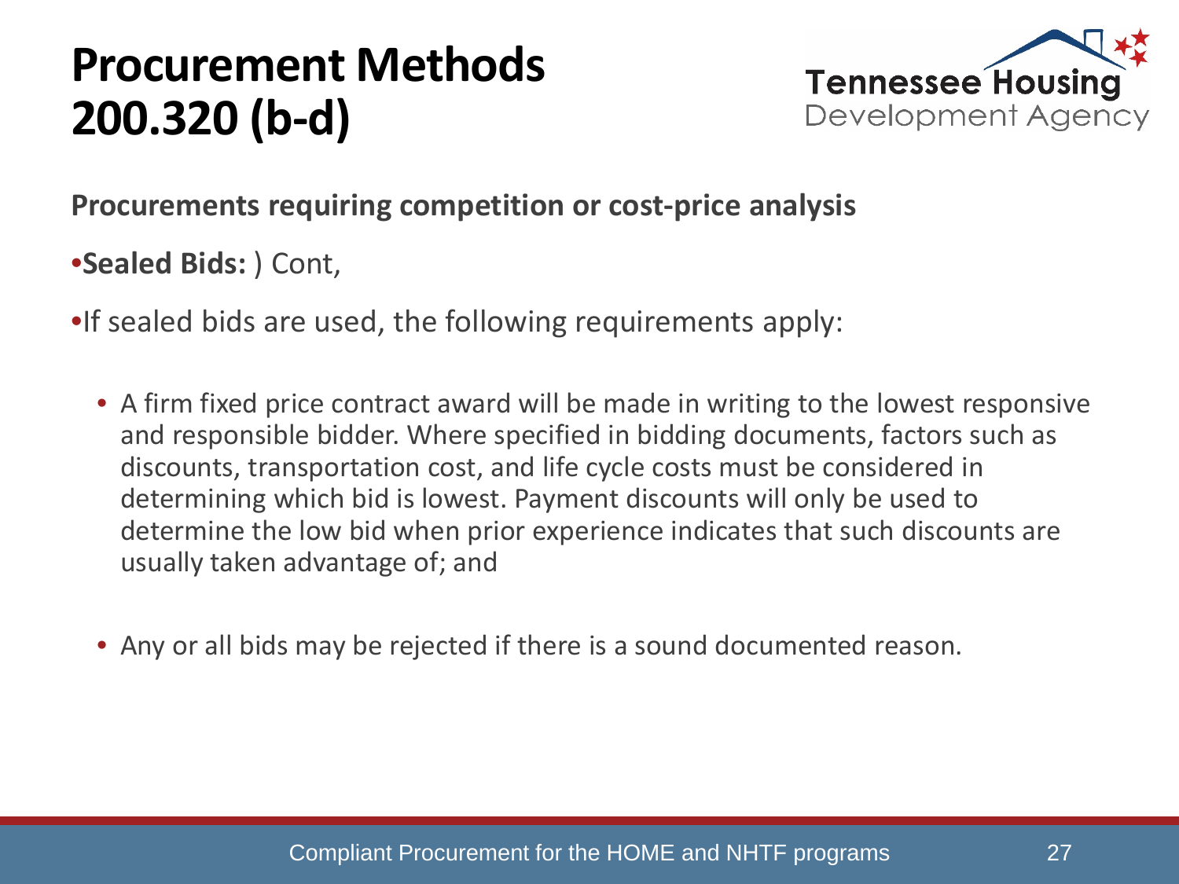# Procurement Methods 200.320 (b-d)

**Procurements requiring competition or cost-price analysis**

- **Sealed Bids:** ) Cont,
- If sealed bids are used, the following requirements apply:
  - A firm fixed price contract award will be made in writing to the lowest responsive and responsible bidder. Where specified in bidding documents, factors such as discounts, transportation cost, and life cycle costs must be considered in determining which bid is lowest. Payment discounts will only be used to determine the low bid when prior experience indicates that such discounts are usually taken advantage of; and
  - Any or all bids may be rejected if there is a sound documented reason.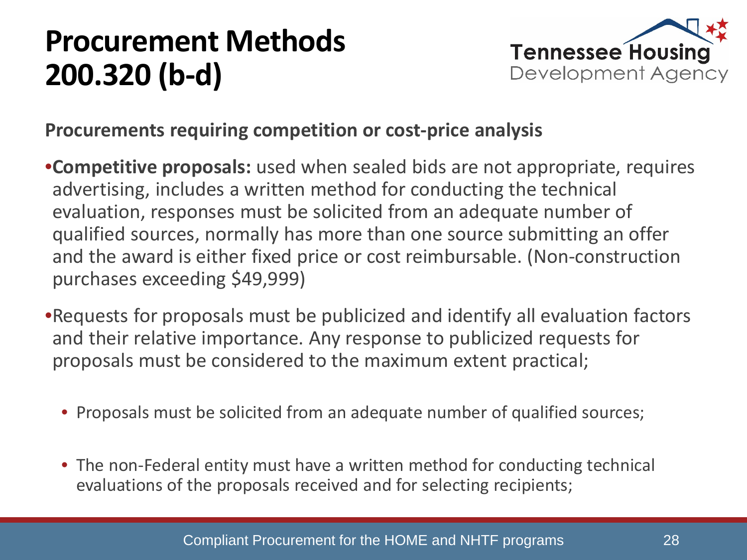# Procurement Methods 200.320 (b-d)

**Procurements requiring competition or cost-price analysis**

- **Competitive proposals:** used when sealed bids are not appropriate, requires advertising, includes a written method for conducting the technical evaluation, responses must be solicited from an adequate number of qualified sources, normally has more than one source submitting an offer and the award is either fixed price or cost reimbursable. (Non-construction purchases exceeding $49,999)
- Requests for proposals must be publicized and identify all evaluation factors and their relative importance. Any response to publicized requests for proposals must be considered to the maximum extent practical;
  - Proposals must be solicited from an adequate number of qualified sources;
  - The non-Federal entity must have a written method for conducting technical evaluations of the proposals received and for selecting recipients;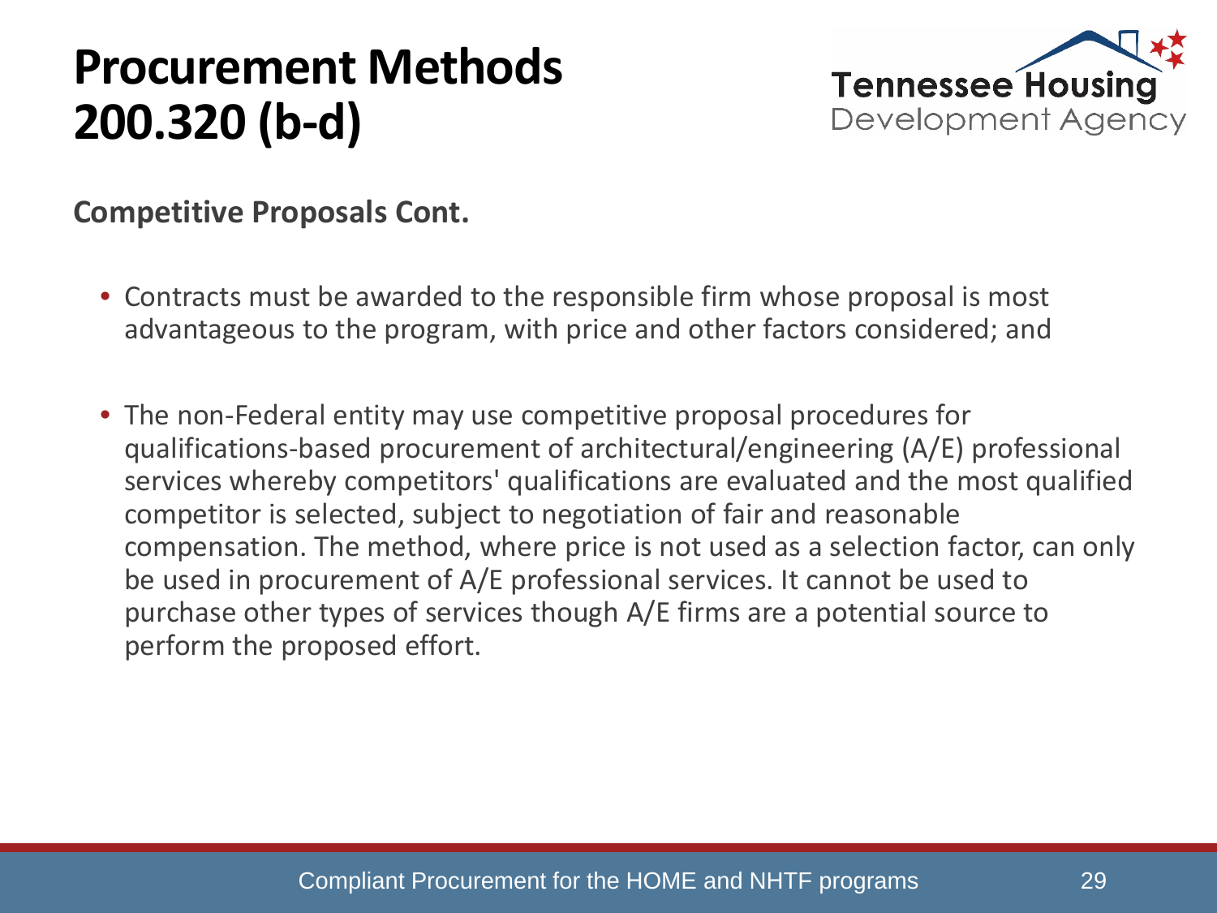# Procurement Methods 200.320 (b-d)

**Competitive Proposals Cont.**

- Contracts must be awarded to the responsible firm whose proposal is most advantageous to the program, with price and other factors considered; and
- The non-Federal entity may use competitive proposal procedures for qualifications-based procurement of architectural/engineering (A/E) professional services whereby competitors' qualifications are evaluated and the most qualified competitor is selected, subject to negotiation of fair and reasonable compensation. The method, where price is not used as a selection factor, can only be used in procurement of A/E professional services. It cannot be used to purchase other types of services though A/E firms are a potential source to perform the proposed effort.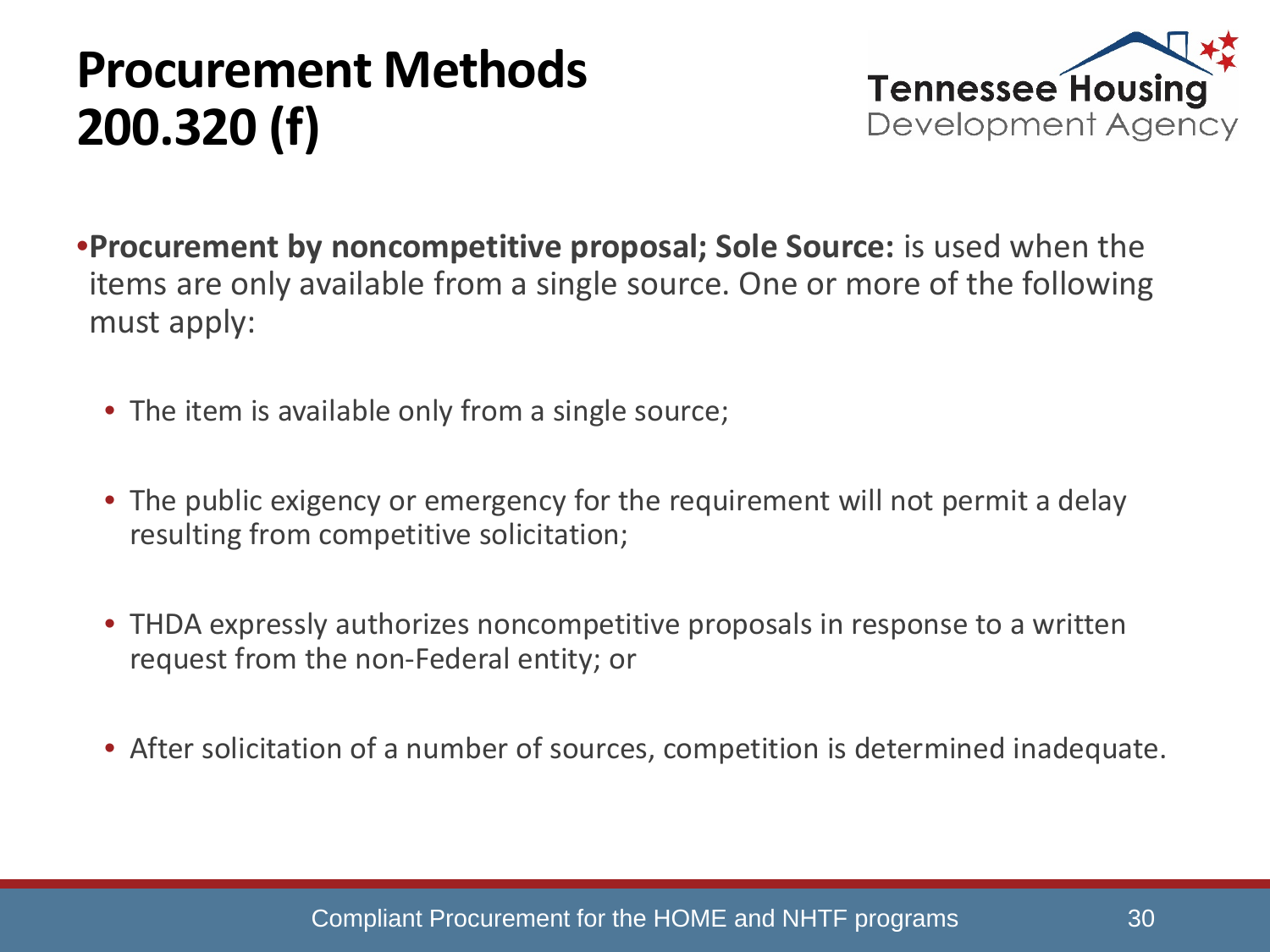# Procurement Methods 200.320 (f)

- **Procurement by noncompetitive proposal; Sole Source:** is used when the items are only available from a single source. One or more of the following must apply:
  - The item is available only from a single source;
  - The public exigency or emergency for the requirement will not permit a delay resulting from competitive solicitation;
  - THDA expressly authorizes noncompetitive proposals in response to a written request from the non-Federal entity; or
  - After solicitation of a number of sources, competition is determined inadequate.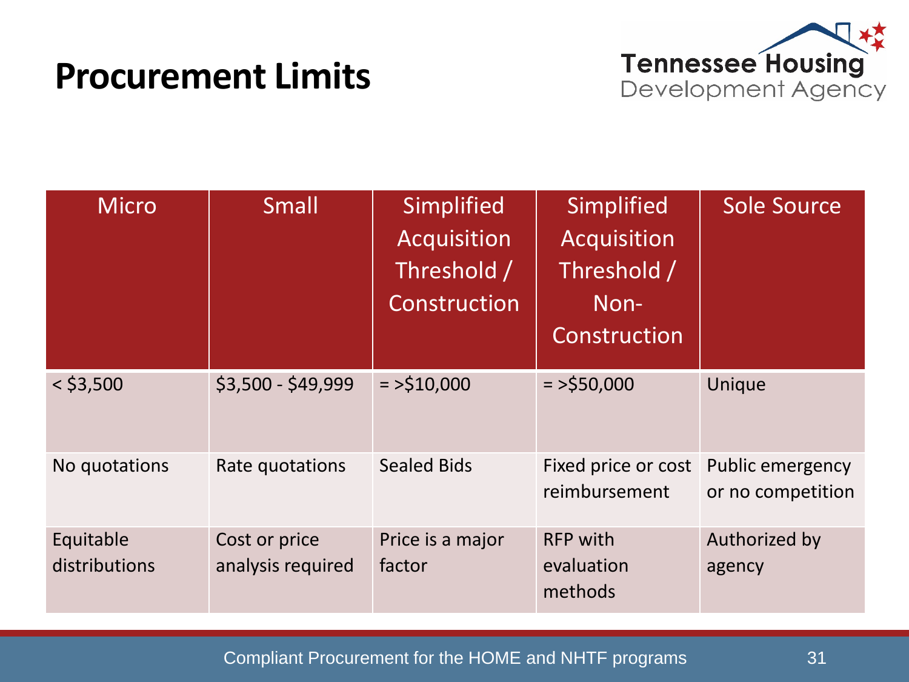# Procurement Limits

| Micro | Small | Simplified Acquisition Threshold / Construction | Simplified Acquisition Threshold / Non-Construction | Sole Source |
|---|---|---|---|---|
| < $3,500 | $3,500 - $49,999 | = >$10,000 | = >$50,000 | Unique |
| No quotations | Rate quotations | Sealed Bids | Fixed price or cost reimbursement | Public emergency or no competition |
| Equitable distributions | Cost or price analysis required | Price is a major factor | RFP with evaluation methods | Authorized by agency |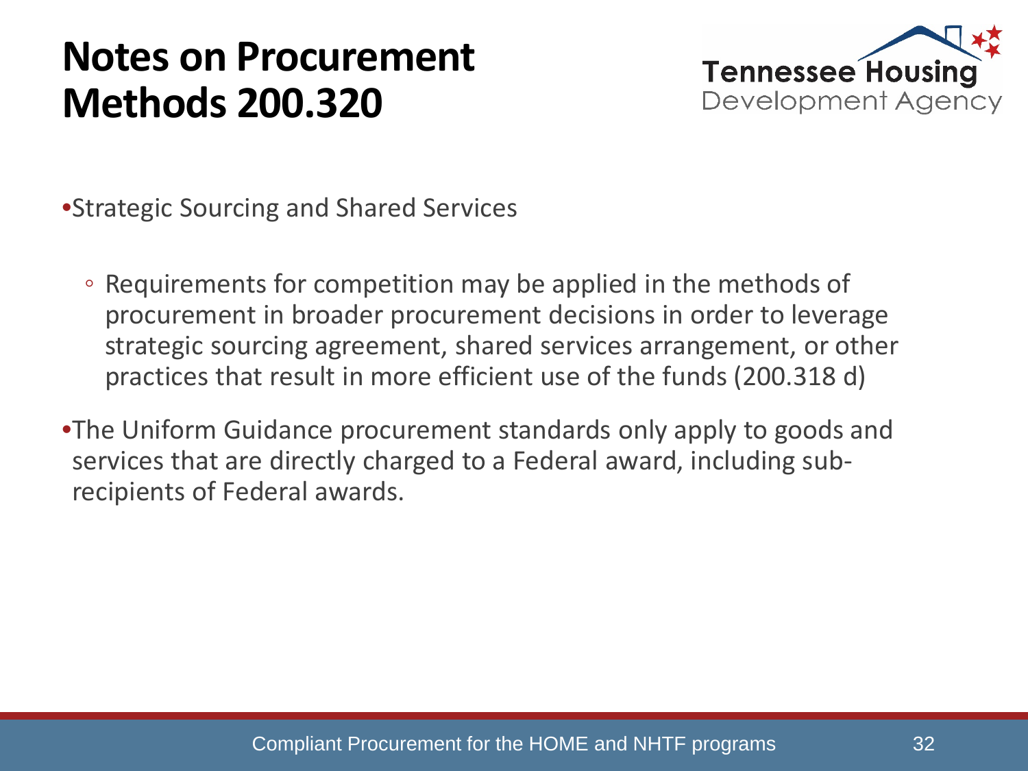# Notes on Procurement Methods 200.320

- Strategic Sourcing and Shared Services
  - Requirements for competition may be applied in the methods of procurement in broader procurement decisions in order to leverage strategic sourcing agreement, shared services arrangement, or other practices that result in more efficient use of the funds (200.318 d)
- The Uniform Guidance procurement standards only apply to goods and services that are directly charged to a Federal award, including sub-recipients of Federal awards.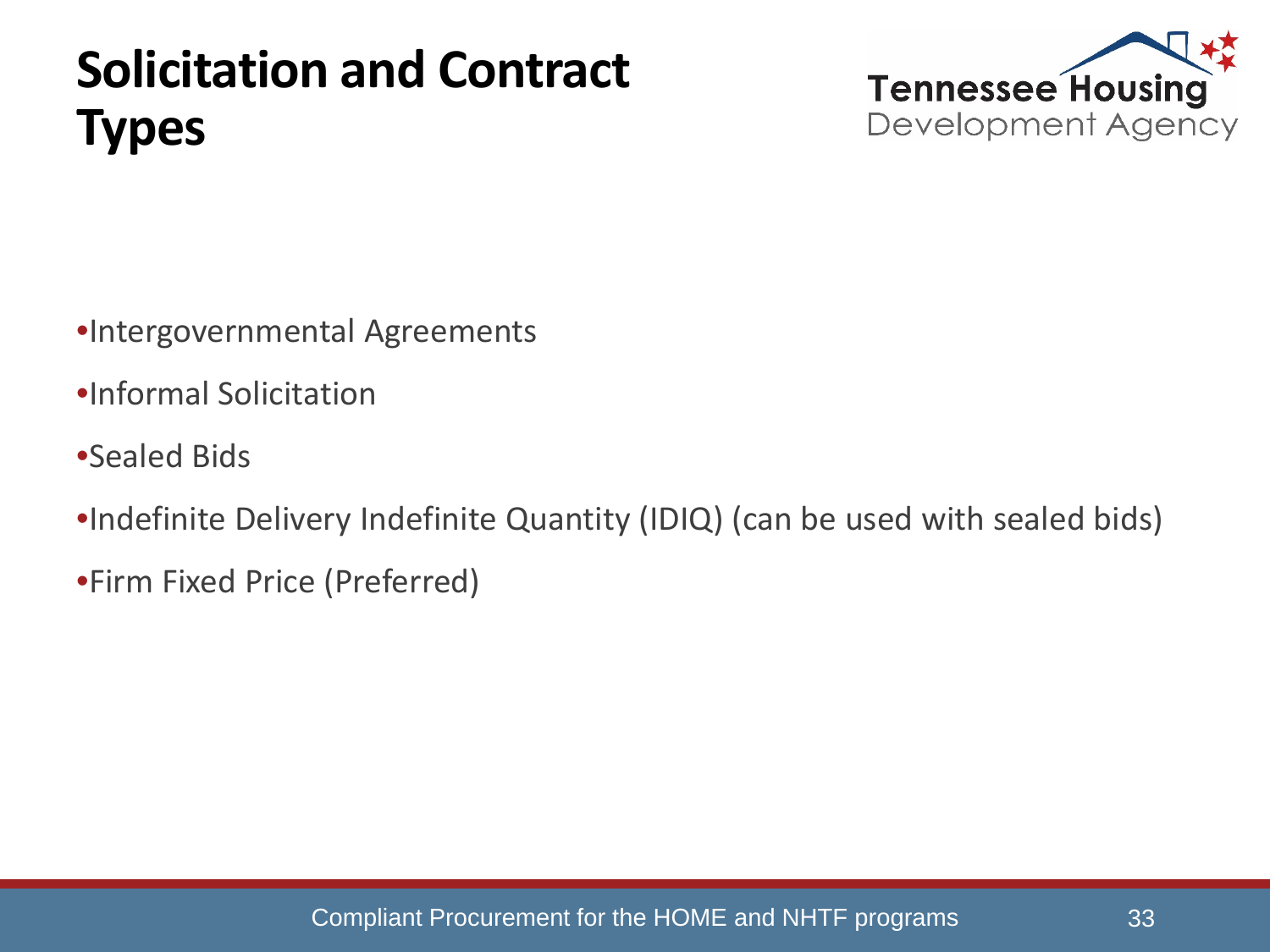# Solicitation and Contract Types

- Intergovernmental Agreements
- Informal Solicitation
- Sealed Bids
- Indefinite Delivery Indefinite Quantity (IDIQ) (can be used with sealed bids)
- Firm Fixed Price (Preferred)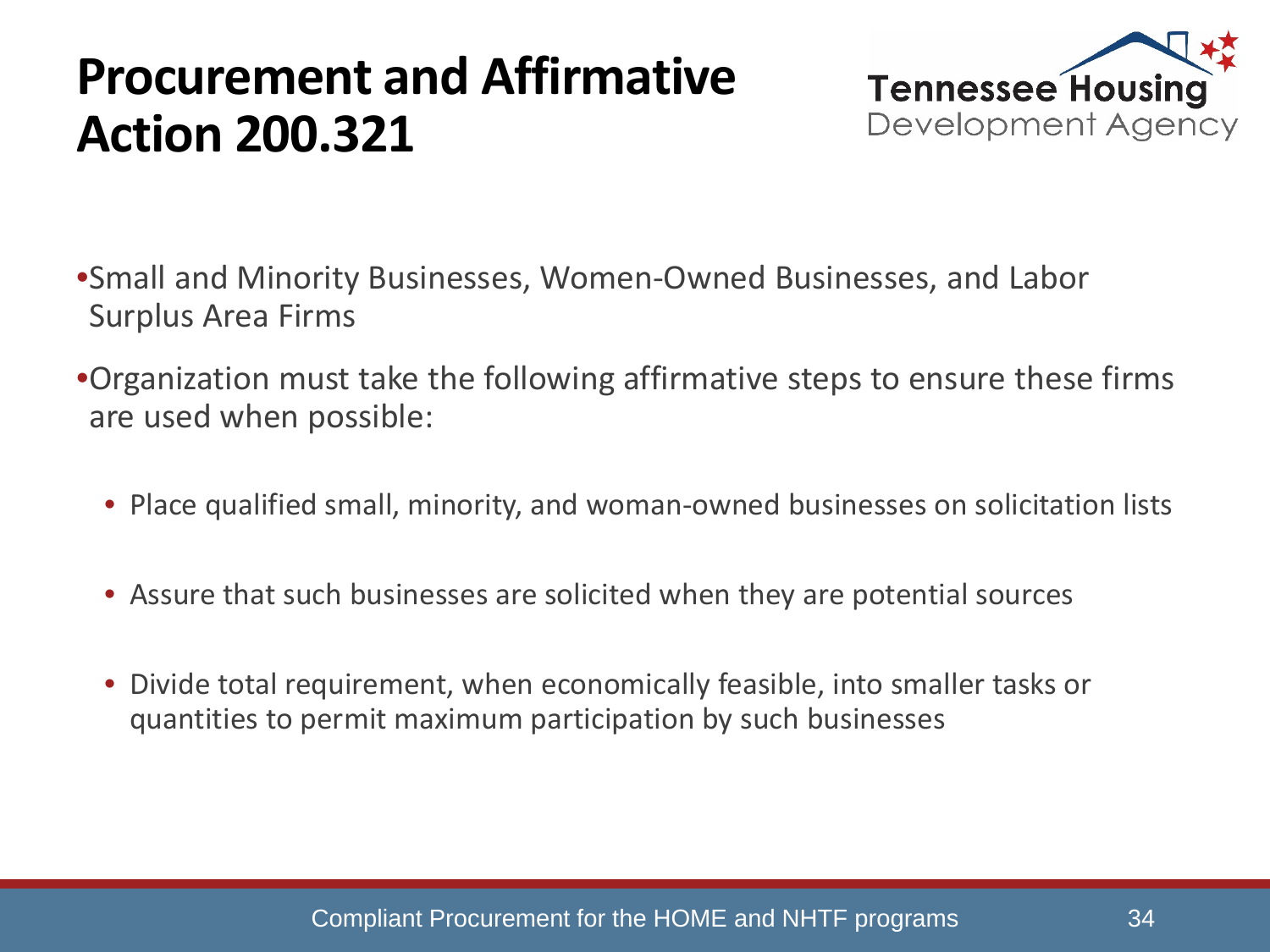# Procurement and Affirmative Action 200.321

- Small and Minority Businesses, Women-Owned Businesses, and Labor Surplus Area Firms
- Organization must take the following affirmative steps to ensure these firms are used when possible:
  - Place qualified small, minority, and woman-owned businesses on solicitation lists
  - Assure that such businesses are solicited when they are potential sources
  - Divide total requirement, when economically feasible, into smaller tasks or quantities to permit maximum participation by such businesses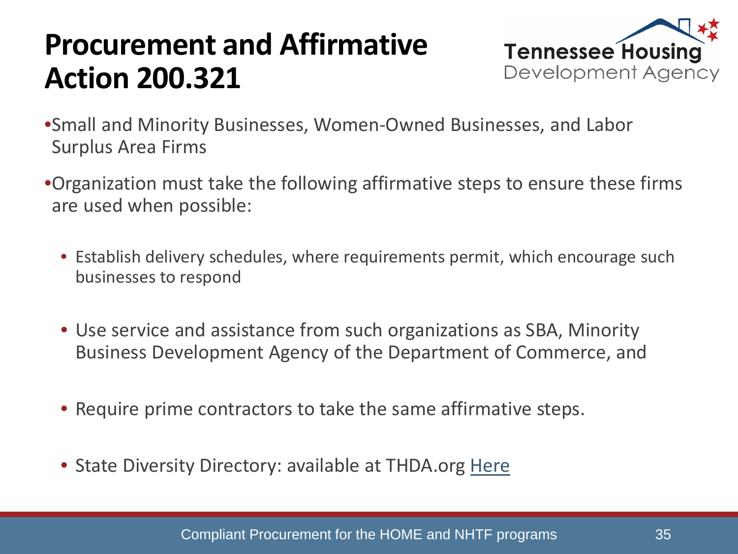# Procurement and Affirmative Action 200.321

- Small and Minority Businesses, Women-Owned Businesses, and Labor Surplus Area Firms
- Organization must take the following affirmative steps to ensure these firms are used when possible:
  - Establish delivery schedules, where requirements permit, which encourage such businesses to respond
  - Use service and assistance from such organizations as SBA, Minority Business Development Agency of the Department of Commerce, and
  - Require prime contractors to take the same affirmative steps.
  - State Diversity Directory: available at THDA.org Here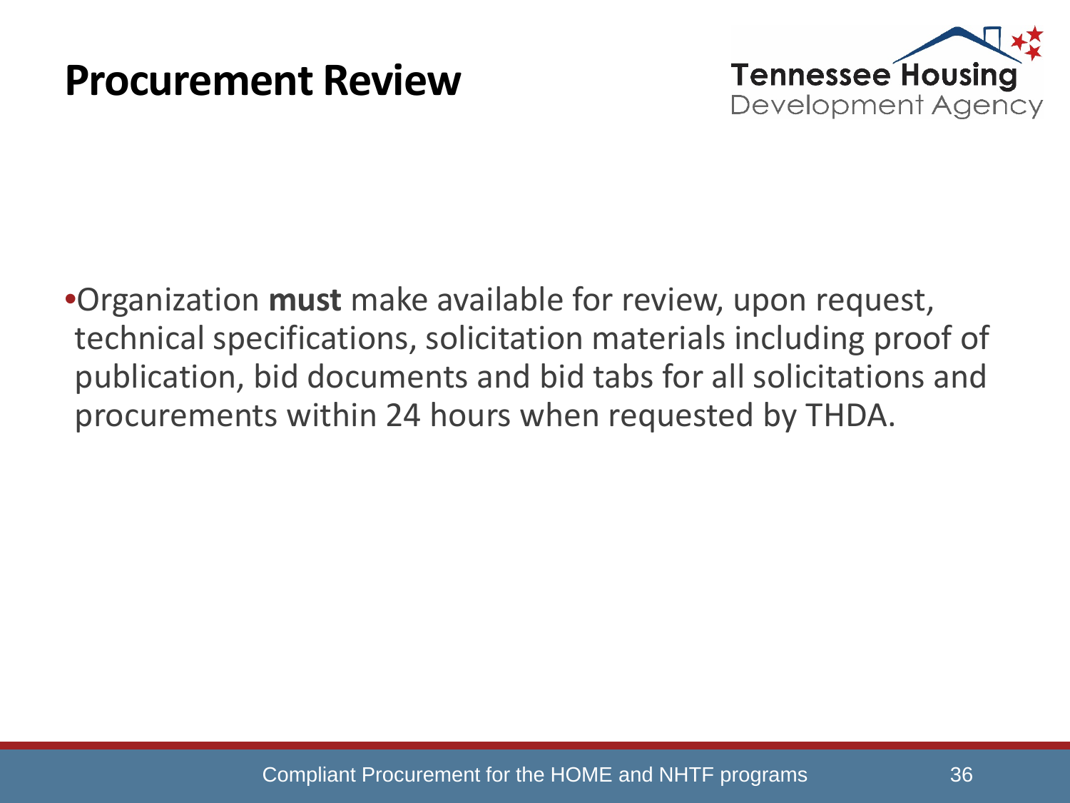# Procurement Review

- Organization **must** make available for review, upon request, technical specifications, solicitation materials including proof of publication, bid documents and bid tabs for all solicitations and procurements within 24 hours when requested by THDA.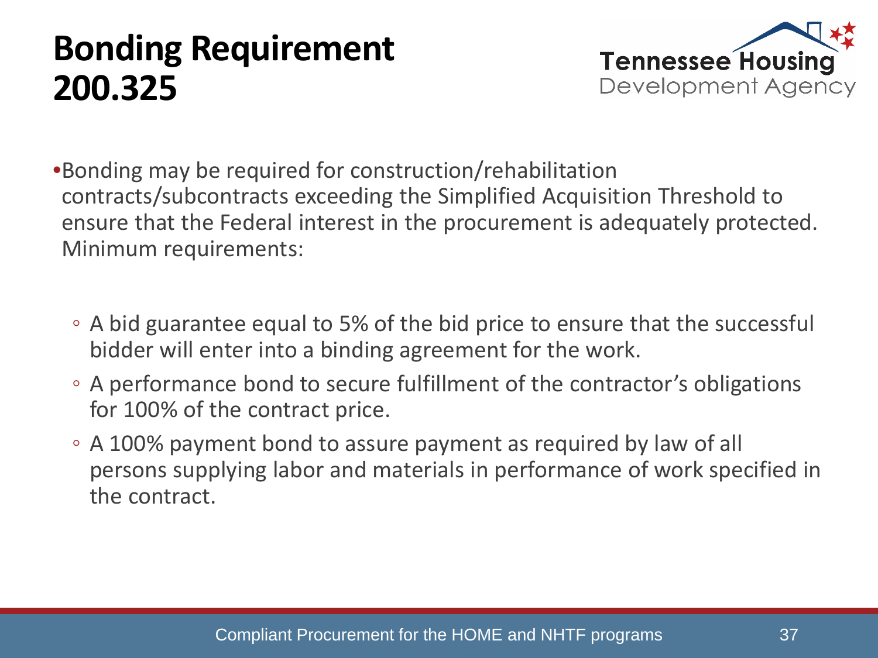# Bonding Requirement 200.325

- Bonding may be required for construction/rehabilitation contracts/subcontracts exceeding the Simplified Acquisition Threshold to ensure that the Federal interest in the procurement is adequately protected. Minimum requirements:
  - A bid guarantee equal to 5% of the bid price to ensure that the successful bidder will enter into a binding agreement for the work.
  - A performance bond to secure fulfillment of the contractor's obligations for 100% of the contract price.
  - A 100% payment bond to assure payment as required by law of all persons supplying labor and materials in performance of work specified in the contract.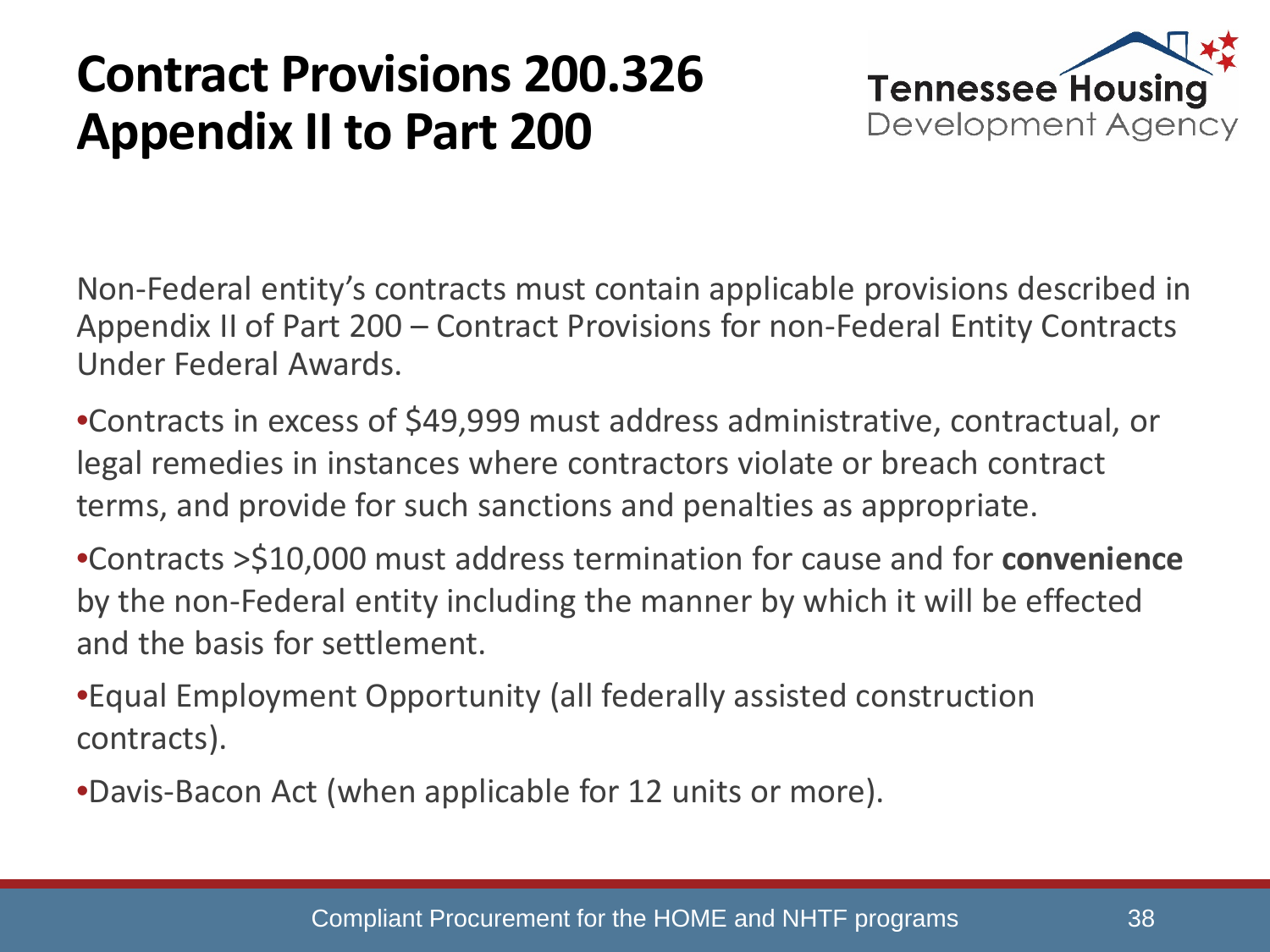# Contract Provisions 200.326 Appendix II to Part 200

Non-Federal entity's contracts must contain applicable provisions described in Appendix II of Part 200 – Contract Provisions for non-Federal Entity Contracts Under Federal Awards.

- Contracts in excess of $49,999 must address administrative, contractual, or legal remedies in instances where contractors violate or breach contract terms, and provide for such sanctions and penalties as appropriate.
- Contracts >$10,000 must address termination for cause and for **convenience** by the non-Federal entity including the manner by which it will be effected and the basis for settlement.
- Equal Employment Opportunity (all federally assisted construction contracts).
- Davis-Bacon Act (when applicable for 12 units or more).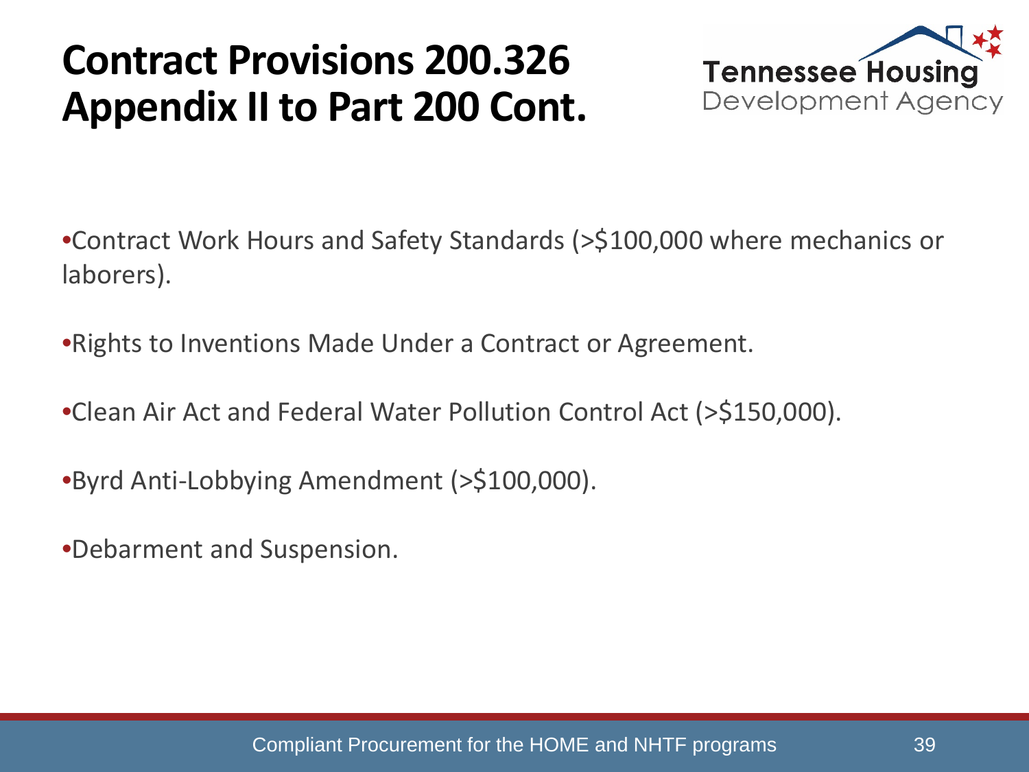# Contract Provisions 200.326 Appendix II to Part 200 Cont.

- Contract Work Hours and Safety Standards (>$100,000 where mechanics or laborers).
- Rights to Inventions Made Under a Contract or Agreement.
- Clean Air Act and Federal Water Pollution Control Act (>$150,000).
- Byrd Anti-Lobbying Amendment (>$100,000).
- Debarment and Suspension.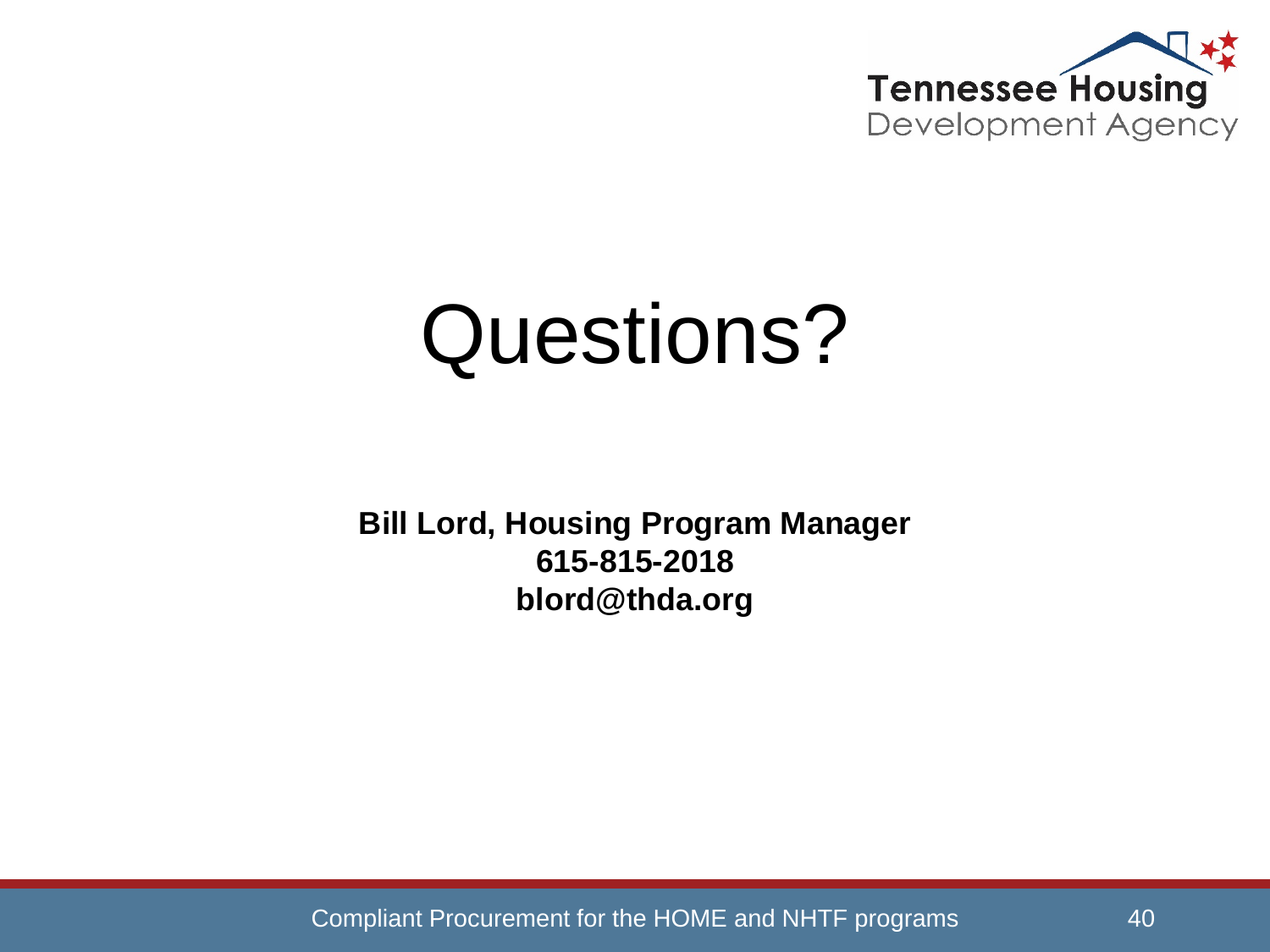# Questions?

**Bill Lord, Housing Program Manager**
**615-815-2018**
**blord@thda.org**